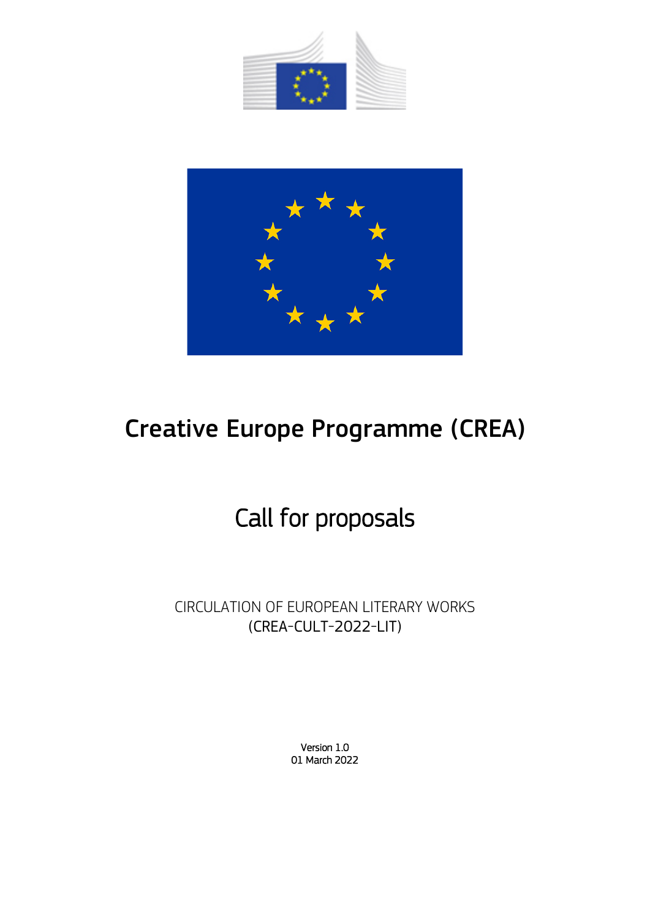# Creative Europe Programme (CREA)

## Call for proposals

CIRCULATION OF EUROPEAN LITERARY WORKS
(CREA-CULT-2022-LIT)

Version 1.0
01 March 2022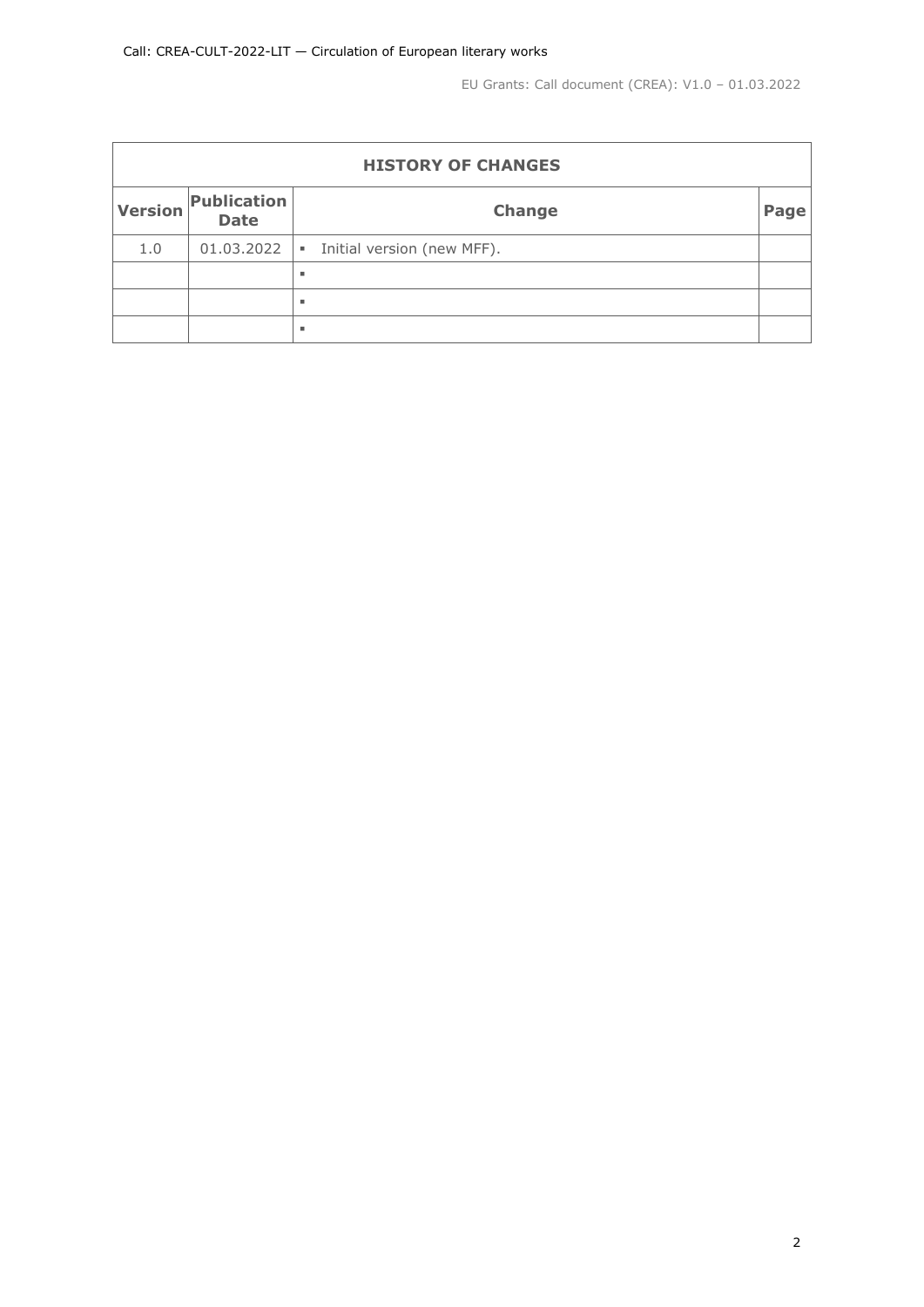| HISTORY OF CHANGES | | | |
|---|---|---|---|
| **Version** | **Publication Date** | **Change** | **Page** |
| 1.0 | 01.03.2022 | ▪ Initial version (new MFF). | |
| | | ▪ | |
| | | ▪ | |
| | | ▪ | |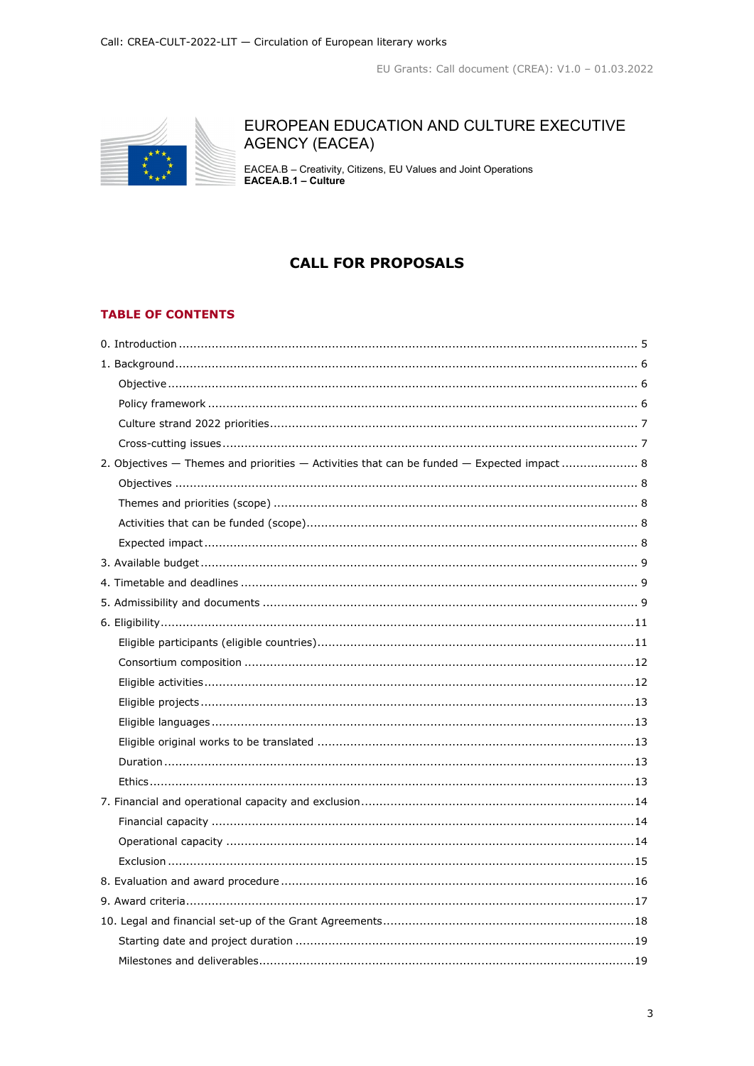EUROPEAN EDUCATION AND CULTURE EXECUTIVE AGENCY (EACEA)

EACEA.B – Creativity, Citizens, EU Values and Joint Operations
**EACEA.B.1 – Culture**

# CALL FOR PROPOSALS

## TABLE OF CONTENTS

0. Introduction ..... 5
1. Background ..... 6
   - Objective ..... 6
   - Policy framework ..... 6
   - Culture strand 2022 priorities ..... 7
   - Cross-cutting issues ..... 7
2. Objectives — Themes and priorities — Activities that can be funded — Expected impact ..... 8
   - Objectives ..... 8
   - Themes and priorities (scope) ..... 8
   - Activities that can be funded (scope) ..... 8
   - Expected impact ..... 8
3. Available budget ..... 9
4. Timetable and deadlines ..... 9
5. Admissibility and documents ..... 9
6. Eligibility ..... 11
   - Eligible participants (eligible countries) ..... 11
   - Consortium composition ..... 12
   - Eligible activities ..... 12
   - Eligible projects ..... 13
   - Eligible languages ..... 13
   - Eligible original works to be translated ..... 13
   - Duration ..... 13
   - Ethics ..... 13
7. Financial and operational capacity and exclusion ..... 14
   - Financial capacity ..... 14
   - Operational capacity ..... 14
   - Exclusion ..... 15
8. Evaluation and award procedure ..... 16
9. Award criteria ..... 17
10. Legal and financial set-up of the Grant Agreements ..... 18
    - Starting date and project duration ..... 19
    - Milestones and deliverables ..... 19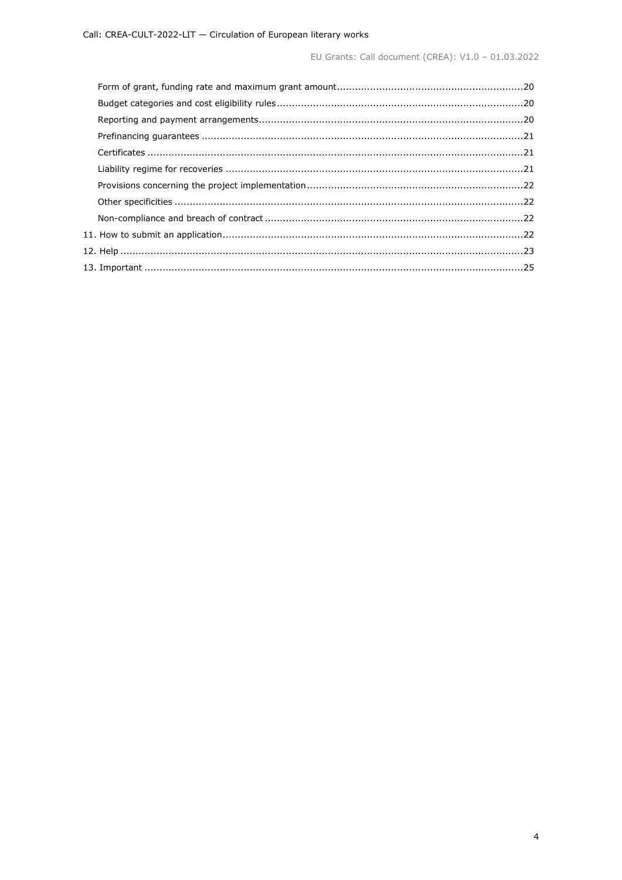Form of grant, funding rate and maximum grant amount ............................................................20
Budget categories and cost eligibility rules ..........................................................................20
Reporting and payment arrangements ..................................................................................20
Prefinancing guarantees ......................................................................................................21
Certificates ........................................................................................................................21
Liability regime for recoveries .............................................................................................21
Provisions concerning the project implementation ................................................................22
Other specificities ...............................................................................................................22
Non-compliance and breach of contract ................................................................................22

11. How to submit an application ............................................................................................22

12. Help ...................................................................................................................................23

13. Important ...........................................................................................................................25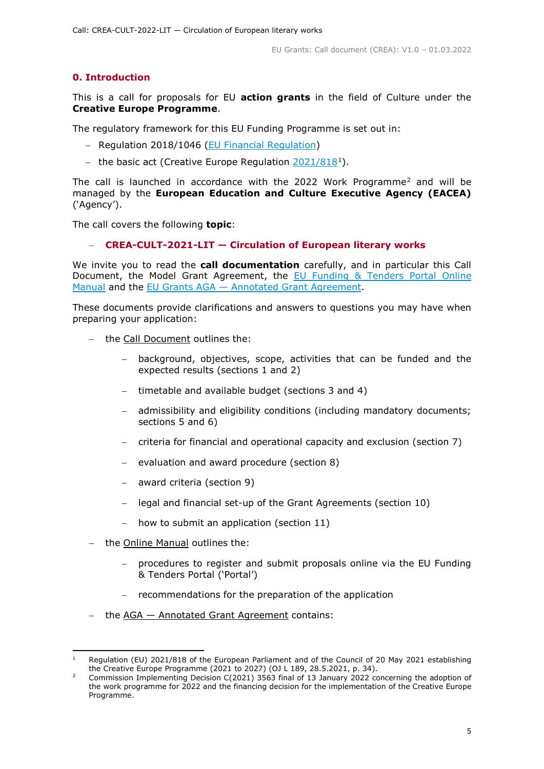## 0. Introduction

This is a call for proposals for EU **action grants** in the field of Culture under the **Creative Europe Programme**.

The regulatory framework for this EU Funding Programme is set out in:

- Regulation 2018/1046 (EU Financial Regulation)
- the basic act (Creative Europe Regulation 2021/818[1]).

The call is launched in accordance with the 2022 Work Programme[2] and will be managed by the **European Education and Culture Executive Agency (EACEA)** ('Agency').

The call covers the following **topic**:

- **CREA-CULT-2021-LIT — Circulation of European literary works**

We invite you to read the **call documentation** carefully, and in particular this Call Document, the Model Grant Agreement, the EU Funding & Tenders Portal Online Manual and the EU Grants AGA — Annotated Grant Agreement.

These documents provide clarifications and answers to questions you may have when preparing your application:

- the Call Document outlines the:
  - background, objectives, scope, activities that can be funded and the expected results (sections 1 and 2)
  - timetable and available budget (sections 3 and 4)
  - admissibility and eligibility conditions (including mandatory documents; sections 5 and 6)
  - criteria for financial and operational capacity and exclusion (section 7)
  - evaluation and award procedure (section 8)
  - award criteria (section 9)
  - legal and financial set-up of the Grant Agreements (section 10)
  - how to submit an application (section 11)
- the Online Manual outlines the:
  - procedures to register and submit proposals online via the EU Funding & Tenders Portal ('Portal')
  - recommendations for the preparation of the application
- the AGA — Annotated Grant Agreement contains:

---

[1] Regulation (EU) 2021/818 of the European Parliament and of the Council of 20 May 2021 establishing the Creative Europe Programme (2021 to 2027) (OJ L 189, 28.5.2021, p. 34).

[2] Commission Implementing Decision C(2021) 3563 final of 13 January 2022 concerning the adoption of the work programme for 2022 and the financing decision for the implementation of the Creative Europe Programme.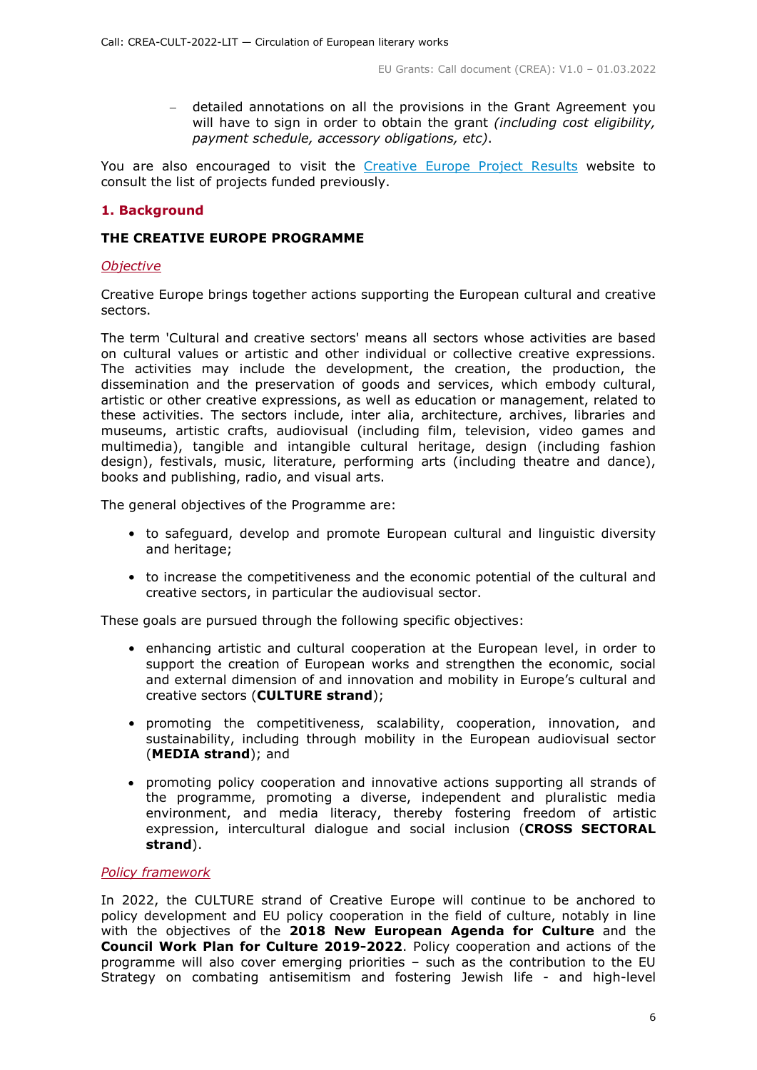- detailed annotations on all the provisions in the Grant Agreement you will have to sign in order to obtain the grant *(including cost eligibility, payment schedule, accessory obligations, etc)*.

You are also encouraged to visit the Creative Europe Project Results website to consult the list of projects funded previously.

## 1. Background

### THE CREATIVE EUROPE PROGRAMME

*Objective*

Creative Europe brings together actions supporting the European cultural and creative sectors.

The term 'Cultural and creative sectors' means all sectors whose activities are based on cultural values or artistic and other individual or collective creative expressions. The activities may include the development, the creation, the production, the dissemination and the preservation of goods and services, which embody cultural, artistic or other creative expressions, as well as education or management, related to these activities. The sectors include, inter alia, architecture, archives, libraries and museums, artistic crafts, audiovisual (including film, television, video games and multimedia), tangible and intangible cultural heritage, design (including fashion design), festivals, music, literature, performing arts (including theatre and dance), books and publishing, radio, and visual arts.

The general objectives of the Programme are:

- to safeguard, develop and promote European cultural and linguistic diversity and heritage;
- to increase the competitiveness and the economic potential of the cultural and creative sectors, in particular the audiovisual sector.

These goals are pursued through the following specific objectives:

- enhancing artistic and cultural cooperation at the European level, in order to support the creation of European works and strengthen the economic, social and external dimension of and innovation and mobility in Europe's cultural and creative sectors (**CULTURE strand**);
- promoting the competitiveness, scalability, cooperation, innovation, and sustainability, including through mobility in the European audiovisual sector (**MEDIA strand**); and
- promoting policy cooperation and innovative actions supporting all strands of the programme, promoting a diverse, independent and pluralistic media environment, and media literacy, thereby fostering freedom of artistic expression, intercultural dialogue and social inclusion (**CROSS SECTORAL strand**).

*Policy framework*

In 2022, the CULTURE strand of Creative Europe will continue to be anchored to policy development and EU policy cooperation in the field of culture, notably in line with the objectives of the **2018 New European Agenda for Culture** and the **Council Work Plan for Culture 2019-2022**. Policy cooperation and actions of the programme will also cover emerging priorities – such as the contribution to the EU Strategy on combating antisemitism and fostering Jewish life - and high-level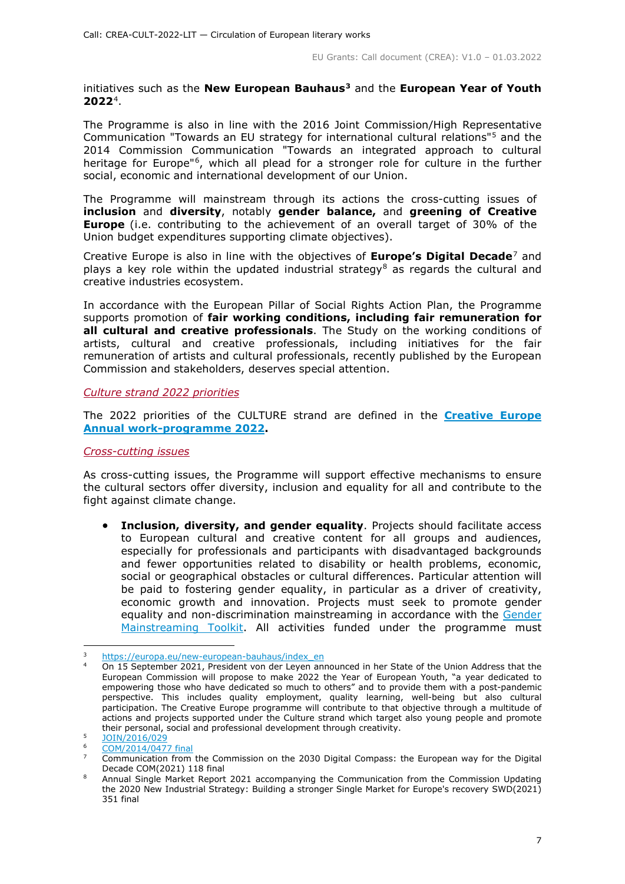initiatives such as the **New European Bauhaus**[3] and the **European Year of Youth 2022**[4].

The Programme is also in line with the 2016 Joint Commission/High Representative Communication "Towards an EU strategy for international cultural relations"[5] and the 2014 Commission Communication "Towards an integrated approach to cultural heritage for Europe"[6], which all plead for a stronger role for culture in the further social, economic and international development of our Union.

The Programme will mainstream through its actions the cross-cutting issues of **inclusion** and **diversity**, notably **gender balance,** and **greening of Creative Europe** (i.e. contributing to the achievement of an overall target of 30% of the Union budget expenditures supporting climate objectives).

Creative Europe is also in line with the objectives of **Europe's Digital Decade**[7] and plays a key role within the updated industrial strategy[8] as regards the cultural and creative industries ecosystem.

In accordance with the European Pillar of Social Rights Action Plan, the Programme supports promotion of **fair working conditions, including fair remuneration for all cultural and creative professionals**. The Study on the working conditions of artists, cultural and creative professionals, including initiatives for the fair remuneration of artists and cultural professionals, recently published by the European Commission and stakeholders, deserves special attention.

*Culture strand 2022 priorities*

The 2022 priorities of the CULTURE strand are defined in the **Creative Europe Annual work-programme 2022**.

*Cross-cutting issues*

As cross-cutting issues, the Programme will support effective mechanisms to ensure the cultural sectors offer diversity, inclusion and equality for all and contribute to the fight against climate change.

- **Inclusion, diversity, and gender equality**. Projects should facilitate access to European cultural and creative content for all groups and audiences, especially for professionals and participants with disadvantaged backgrounds and fewer opportunities related to disability or health problems, economic, social or geographical obstacles or cultural differences. Particular attention will be paid to fostering gender equality, in particular as a driver of creativity, economic growth and innovation. Projects must seek to promote gender equality and non-discrimination mainstreaming in accordance with the Gender Mainstreaming Toolkit. All activities funded under the programme must

---

[3] https://europa.eu/new-european-bauhaus/index_en

[4] On 15 September 2021, President von der Leyen announced in her State of the Union Address that the European Commission will propose to make 2022 the Year of European Youth, "a year dedicated to empowering those who have dedicated so much to others" and to provide them with a post-pandemic perspective. This includes quality employment, quality learning, well-being but also cultural participation. The Creative Europe programme will contribute to that objective through a multitude of actions and projects supported under the Culture strand which target also young people and promote their personal, social and professional development through creativity.

[5] JOIN/2016/029

[6] COM/2014/0477 final

[7] Communication from the Commission on the 2030 Digital Compass: the European way for the Digital Decade COM(2021) 118 final

[8] Annual Single Market Report 2021 accompanying the Communication from the Commission Updating the 2020 New Industrial Strategy: Building a stronger Single Market for Europe's recovery SWD(2021) 351 final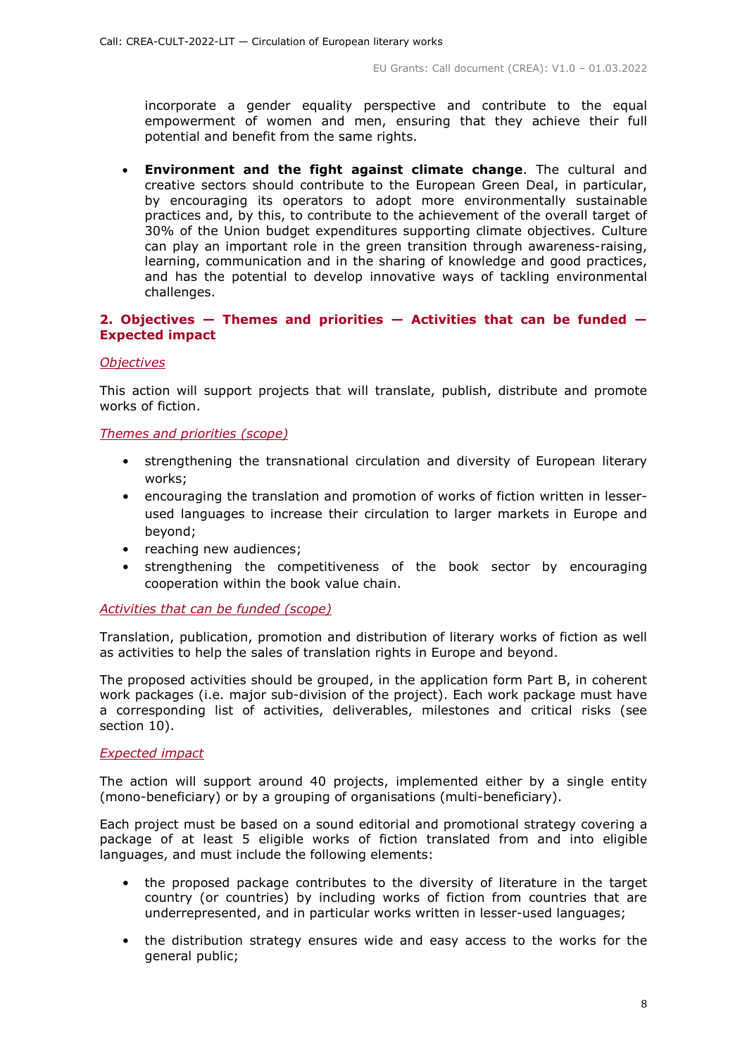incorporate a gender equality perspective and contribute to the equal empowerment of women and men, ensuring that they achieve their full potential and benefit from the same rights.

- **Environment and the fight against climate change**. The cultural and creative sectors should contribute to the European Green Deal, in particular, by encouraging its operators to adopt more environmentally sustainable practices and, by this, to contribute to the achievement of the overall target of 30% of the Union budget expenditures supporting climate objectives. Culture can play an important role in the green transition through awareness-raising, learning, communication and in the sharing of knowledge and good practices, and has the potential to develop innovative ways of tackling environmental challenges.

## 2. Objectives — Themes and priorities — Activities that can be funded — Expected impact

*Objectives*

This action will support projects that will translate, publish, distribute and promote works of fiction.

*Themes and priorities (scope)*

- strengthening the transnational circulation and diversity of European literary works;
- encouraging the translation and promotion of works of fiction written in lesser-used languages to increase their circulation to larger markets in Europe and beyond;
- reaching new audiences;
- strengthening the competitiveness of the book sector by encouraging cooperation within the book value chain.

*Activities that can be funded (scope)*

Translation, publication, promotion and distribution of literary works of fiction as well as activities to help the sales of translation rights in Europe and beyond.

The proposed activities should be grouped, in the application form Part B, in coherent work packages (i.e. major sub-division of the project). Each work package must have a corresponding list of activities, deliverables, milestones and critical risks (see section 10).

*Expected impact*

The action will support around 40 projects, implemented either by a single entity (mono-beneficiary) or by a grouping of organisations (multi-beneficiary).

Each project must be based on a sound editorial and promotional strategy covering a package of at least 5 eligible works of fiction translated from and into eligible languages, and must include the following elements:

- the proposed package contributes to the diversity of literature in the target country (or countries) by including works of fiction from countries that are underrepresented, and in particular works written in lesser-used languages;
- the distribution strategy ensures wide and easy access to the works for the general public;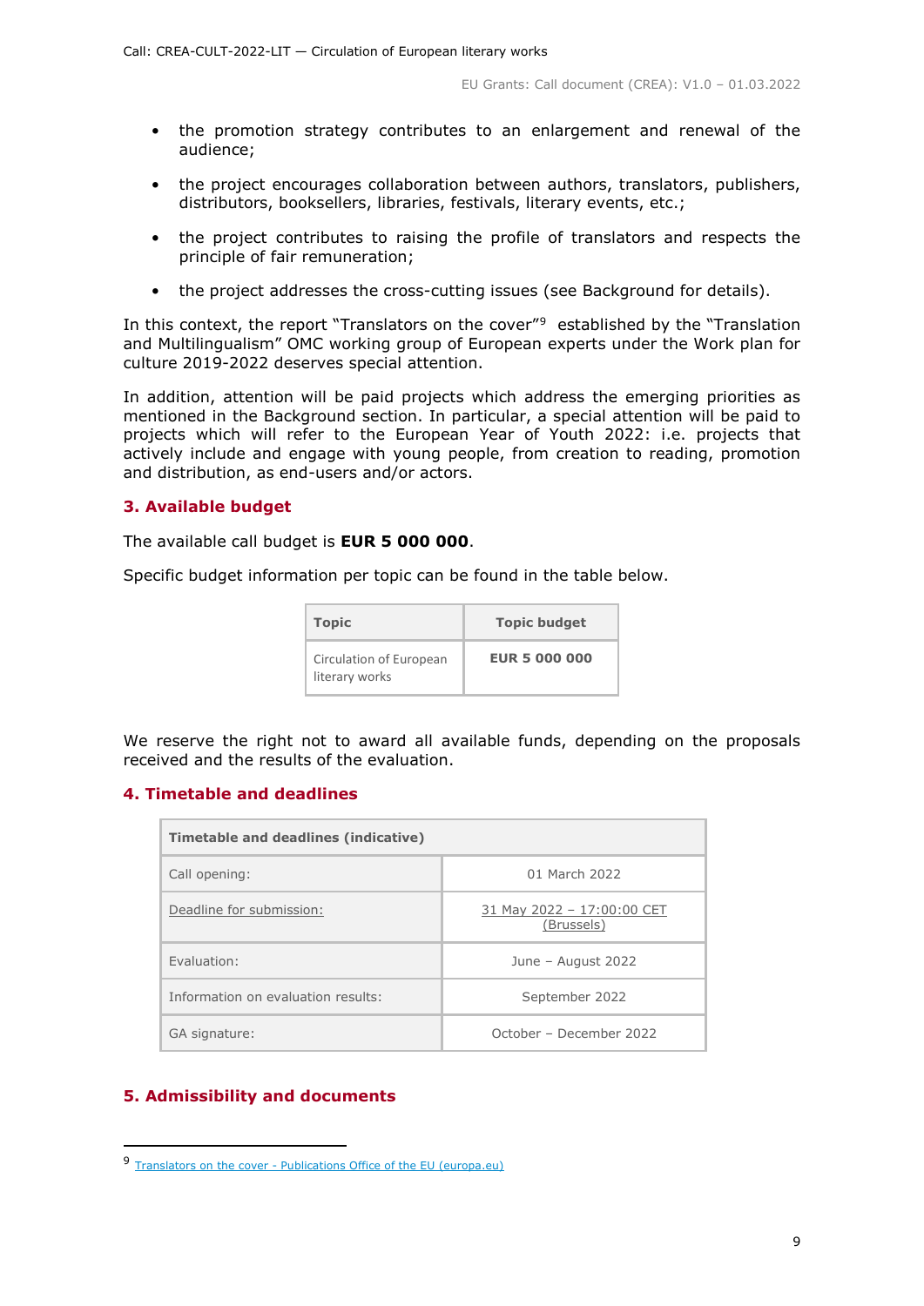- the promotion strategy contributes to an enlargement and renewal of the audience;
- the project encourages collaboration between authors, translators, publishers, distributors, booksellers, libraries, festivals, literary events, etc.;
- the project contributes to raising the profile of translators and respects the principle of fair remuneration;
- the project addresses the cross-cutting issues (see Background for details).

In this context, the report "Translators on the cover"[9] established by the "Translation and Multilingualism" OMC working group of European experts under the Work plan for culture 2019-2022 deserves special attention.

In addition, attention will be paid projects which address the emerging priorities as mentioned in the Background section. In particular, a special attention will be paid to projects which will refer to the European Year of Youth 2022: i.e. projects that actively include and engage with young people, from creation to reading, promotion and distribution, as end-users and/or actors.

## 3. Available budget

The available call budget is **EUR 5 000 000**.

Specific budget information per topic can be found in the table below.

| Topic | Topic budget |
|---|---|
| Circulation of European literary works | **EUR 5 000 000** |

We reserve the right not to award all available funds, depending on the proposals received and the results of the evaluation.

## 4. Timetable and deadlines

| Timetable and deadlines (indicative) | |
|---|---|
| Call opening: | 01 March 2022 |
| Deadline for submission: | 31 May 2022 – 17:00:00 CET (Brussels) |
| Evaluation: | June – August 2022 |
| Information on evaluation results: | September 2022 |
| GA signature: | October – December 2022 |

## 5. Admissibility and documents

[9] Translators on the cover - Publications Office of the EU (europa.eu)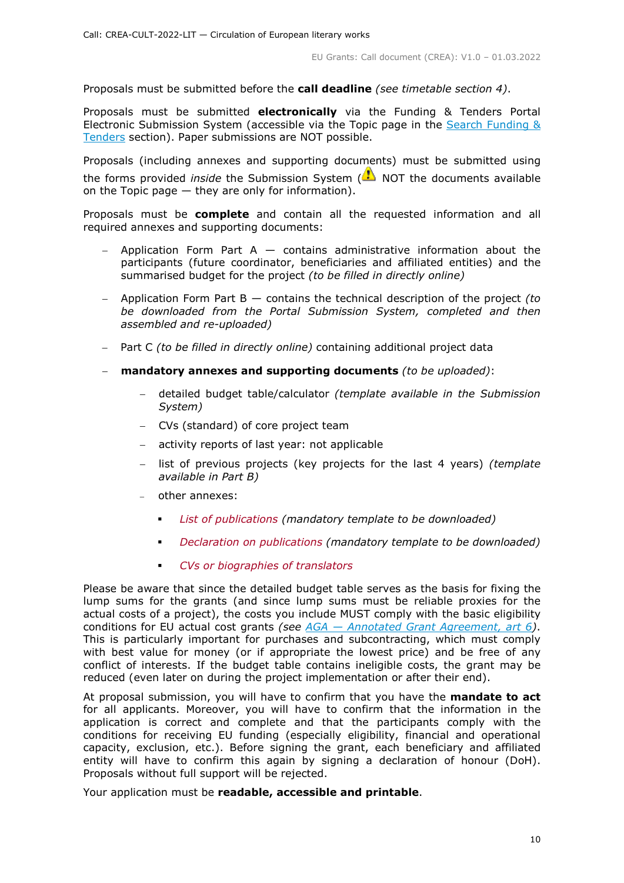Proposals must be submitted before the **call deadline** *(see timetable section 4)*.

Proposals must be submitted **electronically** via the Funding & Tenders Portal Electronic Submission System (accessible via the Topic page in the [Search Funding & Tenders](#) section). Paper submissions are NOT possible.

Proposals (including annexes and supporting documents) must be submitted using the forms provided *inside* the Submission System (⚠ NOT the documents available on the Topic page — they are only for information).

Proposals must be **complete** and contain all the requested information and all required annexes and supporting documents:

- Application Form Part A — contains administrative information about the participants (future coordinator, beneficiaries and affiliated entities) and the summarised budget for the project *(to be filled in directly online)*
- Application Form Part B — contains the technical description of the project *(to be downloaded from the Portal Submission System, completed and then assembled and re-uploaded)*
- Part C *(to be filled in directly online)* containing additional project data
- **mandatory annexes and supporting documents** *(to be uploaded)*:
  - detailed budget table/calculator *(template available in the Submission System)*
  - CVs (standard) of core project team
  - activity reports of last year: not applicable
  - list of previous projects (key projects for the last 4 years) *(template available in Part B)*
  - other annexes:
    - *List of publications* *(mandatory template to be downloaded)*
    - *Declaration on publications* *(mandatory template to be downloaded)*
    - *CVs or biographies of translators*

Please be aware that since the detailed budget table serves as the basis for fixing the lump sums for the grants (and since lump sums must be reliable proxies for the actual costs of a project), the costs you include MUST comply with the basic eligibility conditions for EU actual cost grants *(see [AGA — Annotated Grant Agreement, art 6](#))*. This is particularly important for purchases and subcontracting, which must comply with best value for money (or if appropriate the lowest price) and be free of any conflict of interests. If the budget table contains ineligible costs, the grant may be reduced (even later on during the project implementation or after their end).

At proposal submission, you will have to confirm that you have the **mandate to act** for all applicants. Moreover, you will have to confirm that the information in the application is correct and complete and that the participants comply with the conditions for receiving EU funding (especially eligibility, financial and operational capacity, exclusion, etc.). Before signing the grant, each beneficiary and affiliated entity will have to confirm this again by signing a declaration of honour (DoH). Proposals without full support will be rejected.

Your application must be **readable, accessible and printable**.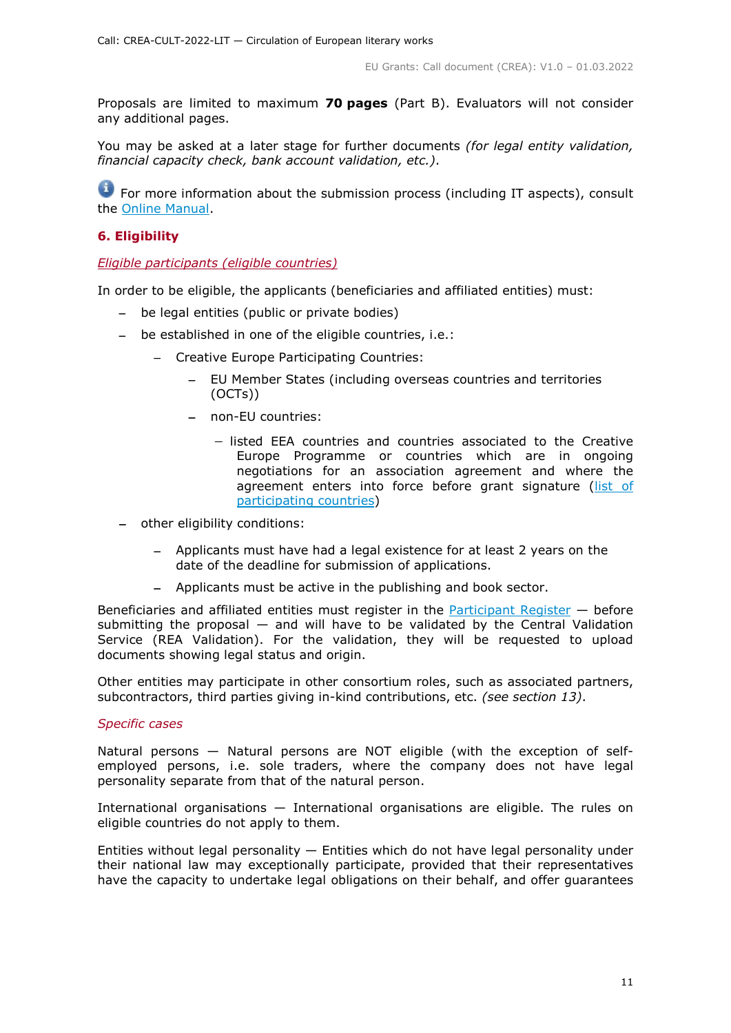Proposals are limited to maximum **70 pages** (Part B). Evaluators will not consider any additional pages.

You may be asked at a later stage for further documents *(for legal entity validation, financial capacity check, bank account validation, etc.)*.

For more information about the submission process (including IT aspects), consult the [Online Manual](Online Manual).

## 6. Eligibility

*Eligible participants (eligible countries)*

In order to be eligible, the applicants (beneficiaries and affiliated entities) must:

- be legal entities (public or private bodies)
- be established in one of the eligible countries, i.e.:
  - Creative Europe Participating Countries:
    - EU Member States (including overseas countries and territories (OCTs))
    - non-EU countries:
      - listed EEA countries and countries associated to the Creative Europe Programme or countries which are in ongoing negotiations for an association agreement and where the agreement enters into force before grant signature ([list of participating countries](list of participating countries))
- other eligibility conditions:
  - Applicants must have had a legal existence for at least 2 years on the date of the deadline for submission of applications.
  - Applicants must be active in the publishing and book sector.

Beneficiaries and affiliated entities must register in the [Participant Register](Participant Register) — before submitting the proposal — and will have to be validated by the Central Validation Service (REA Validation). For the validation, they will be requested to upload documents showing legal status and origin.

Other entities may participate in other consortium roles, such as associated partners, subcontractors, third parties giving in-kind contributions, etc. *(see section 13)*.

*Specific cases*

Natural persons — Natural persons are NOT eligible (with the exception of self-employed persons, i.e. sole traders, where the company does not have legal personality separate from that of the natural person.

International organisations — International organisations are eligible. The rules on eligible countries do not apply to them.

Entities without legal personality — Entities which do not have legal personality under their national law may exceptionally participate, provided that their representatives have the capacity to undertake legal obligations on their behalf, and offer guarantees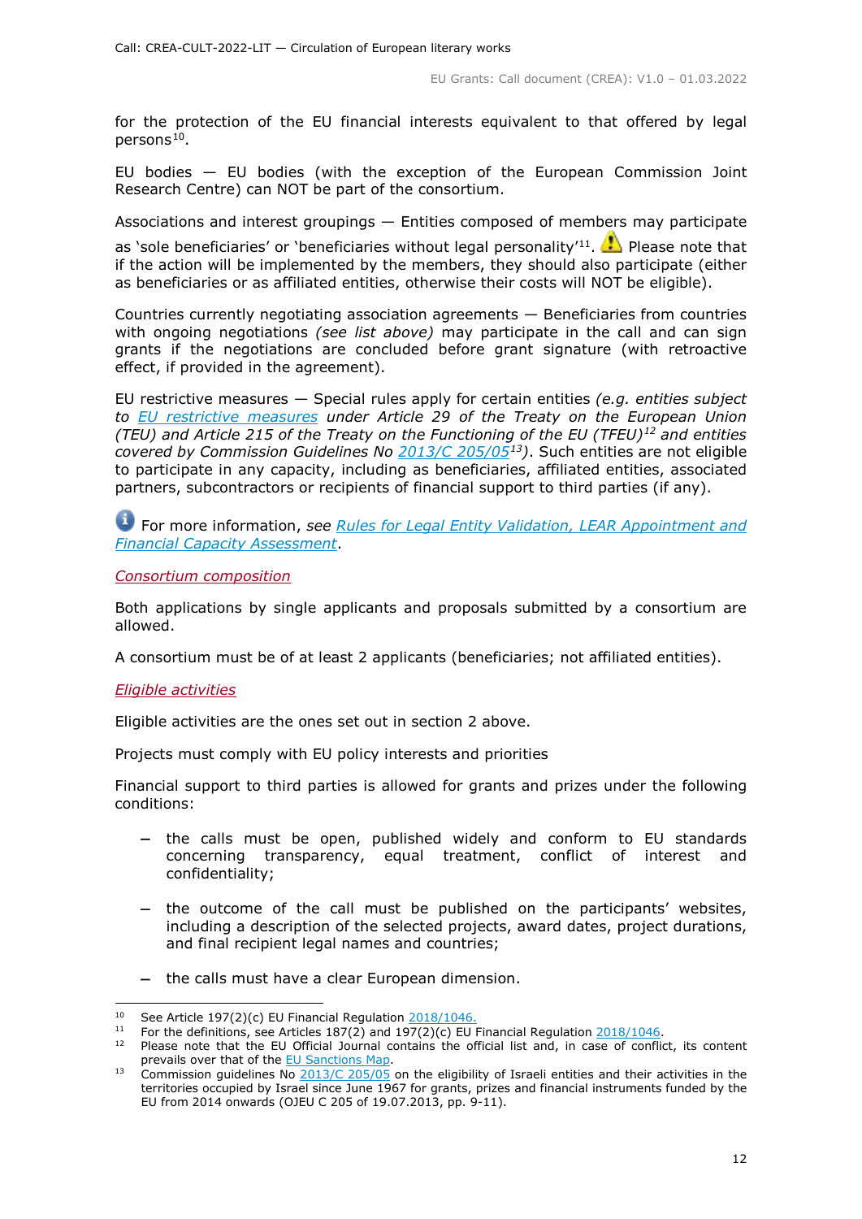for the protection of the EU financial interests equivalent to that offered by legal persons[10].

EU bodies — EU bodies (with the exception of the European Commission Joint Research Centre) can NOT be part of the consortium.

Associations and interest groupings — Entities composed of members may participate as 'sole beneficiaries' or 'beneficiaries without legal personality'[11]. ⚠ Please note that if the action will be implemented by the members, they should also participate (either as beneficiaries or as affiliated entities, otherwise their costs will NOT be eligible).

Countries currently negotiating association agreements — Beneficiaries from countries with ongoing negotiations *(see list above)* may participate in the call and can sign grants if the negotiations are concluded before grant signature (with retroactive effect, if provided in the agreement).

EU restrictive measures — Special rules apply for certain entities *(e.g. entities subject to [EU restrictive measures](#) under Article 29 of the Treaty on the European Union (TEU) and Article 215 of the Treaty on the Functioning of the EU (TFEU)[12] and entities covered by Commission Guidelines No [2013/C 205/05](#)[13])*. Such entities are not eligible to participate in any capacity, including as beneficiaries, affiliated entities, associated partners, subcontractors or recipients of financial support to third parties (if any).

ℹ For more information, *see [Rules for Legal Entity Validation, LEAR Appointment and Financial Capacity Assessment](#)*.

*Consortium composition*

Both applications by single applicants and proposals submitted by a consortium are allowed.

A consortium must be of at least 2 applicants (beneficiaries; not affiliated entities).

*Eligible activities*

Eligible activities are the ones set out in section 2 above.

Projects must comply with EU policy interests and priorities

Financial support to third parties is allowed for grants and prizes under the following conditions:

- the calls must be open, published widely and conform to EU standards concerning transparency, equal treatment, conflict of interest and confidentiality;
- the outcome of the call must be published on the participants' websites, including a description of the selected projects, award dates, project durations, and final recipient legal names and countries;
- the calls must have a clear European dimension.

---

[10] See Article 197(2)(c) EU Financial Regulation [2018/1046.](#)

[11] For the definitions, see Articles 187(2) and 197(2)(c) EU Financial Regulation [2018/1046](#).

[12] Please note that the EU Official Journal contains the official list and, in case of conflict, its content prevails over that of the [EU Sanctions Map](#).

[13] Commission guidelines No [2013/C 205/05](#) on the eligibility of Israeli entities and their activities in the territories occupied by Israel since June 1967 for grants, prizes and financial instruments funded by the EU from 2014 onwards (OJEU C 205 of 19.07.2013, pp. 9-11).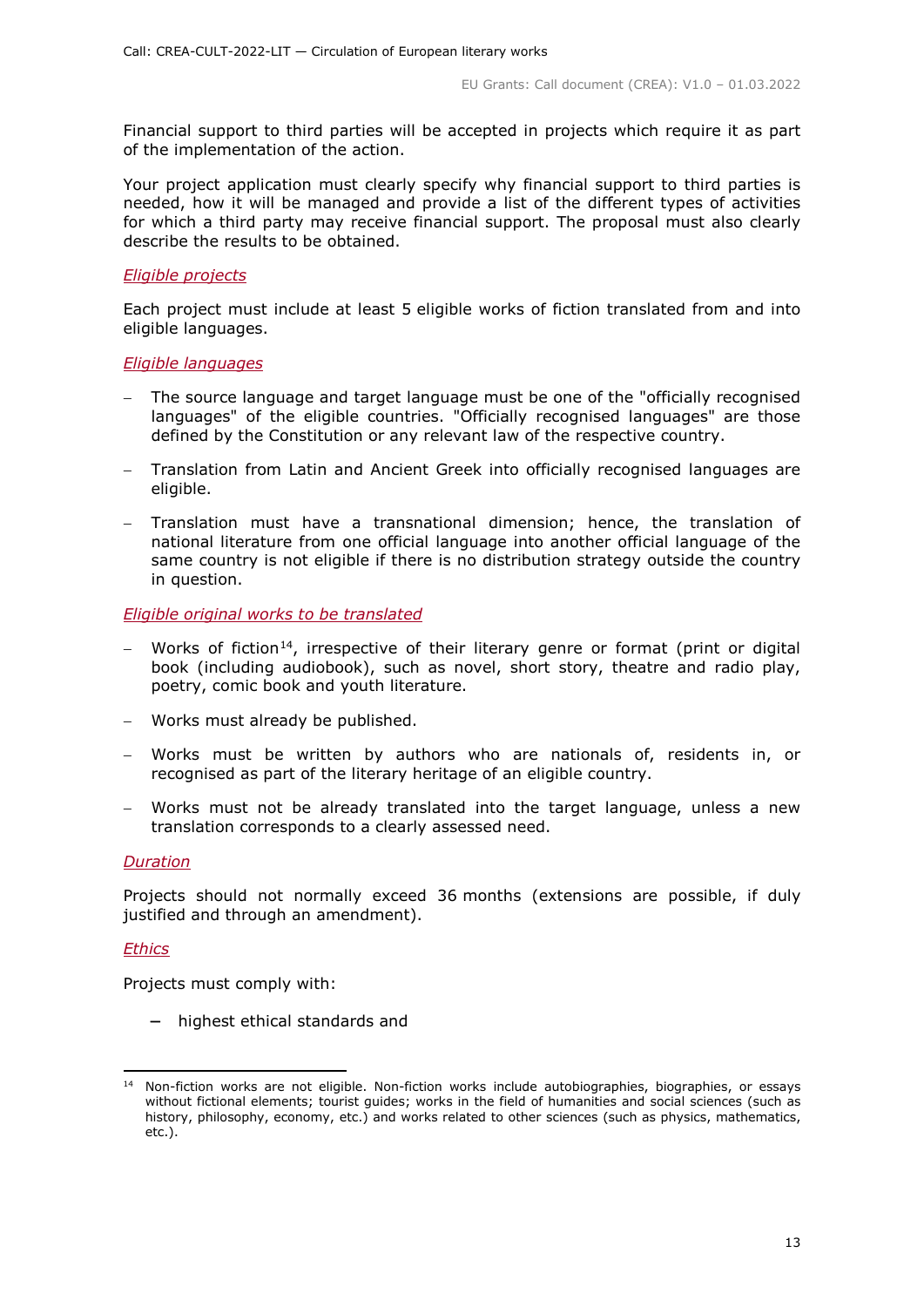Financial support to third parties will be accepted in projects which require it as part of the implementation of the action.

Your project application must clearly specify why financial support to third parties is needed, how it will be managed and provide a list of the different types of activities for which a third party may receive financial support. The proposal must also clearly describe the results to be obtained.

*Eligible projects*

Each project must include at least 5 eligible works of fiction translated from and into eligible languages.

*Eligible languages*

- The source language and target language must be one of the "officially recognised languages" of the eligible countries. "Officially recognised languages" are those defined by the Constitution or any relevant law of the respective country.
- Translation from Latin and Ancient Greek into officially recognised languages are eligible.
- Translation must have a transnational dimension; hence, the translation of national literature from one official language into another official language of the same country is not eligible if there is no distribution strategy outside the country in question.

*Eligible original works to be translated*

- Works of fiction[14], irrespective of their literary genre or format (print or digital book (including audiobook), such as novel, short story, theatre and radio play, poetry, comic book and youth literature.
- Works must already be published.
- Works must be written by authors who are nationals of, residents in, or recognised as part of the literary heritage of an eligible country.
- Works must not be already translated into the target language, unless a new translation corresponds to a clearly assessed need.

*Duration*

Projects should not normally exceed 36 months (extensions are possible, if duly justified and through an amendment).

*Ethics*

Projects must comply with:

- highest ethical standards and

[14] Non-fiction works are not eligible. Non-fiction works include autobiographies, biographies, or essays without fictional elements; tourist guides; works in the field of humanities and social sciences (such as history, philosophy, economy, etc.) and works related to other sciences (such as physics, mathematics, etc.).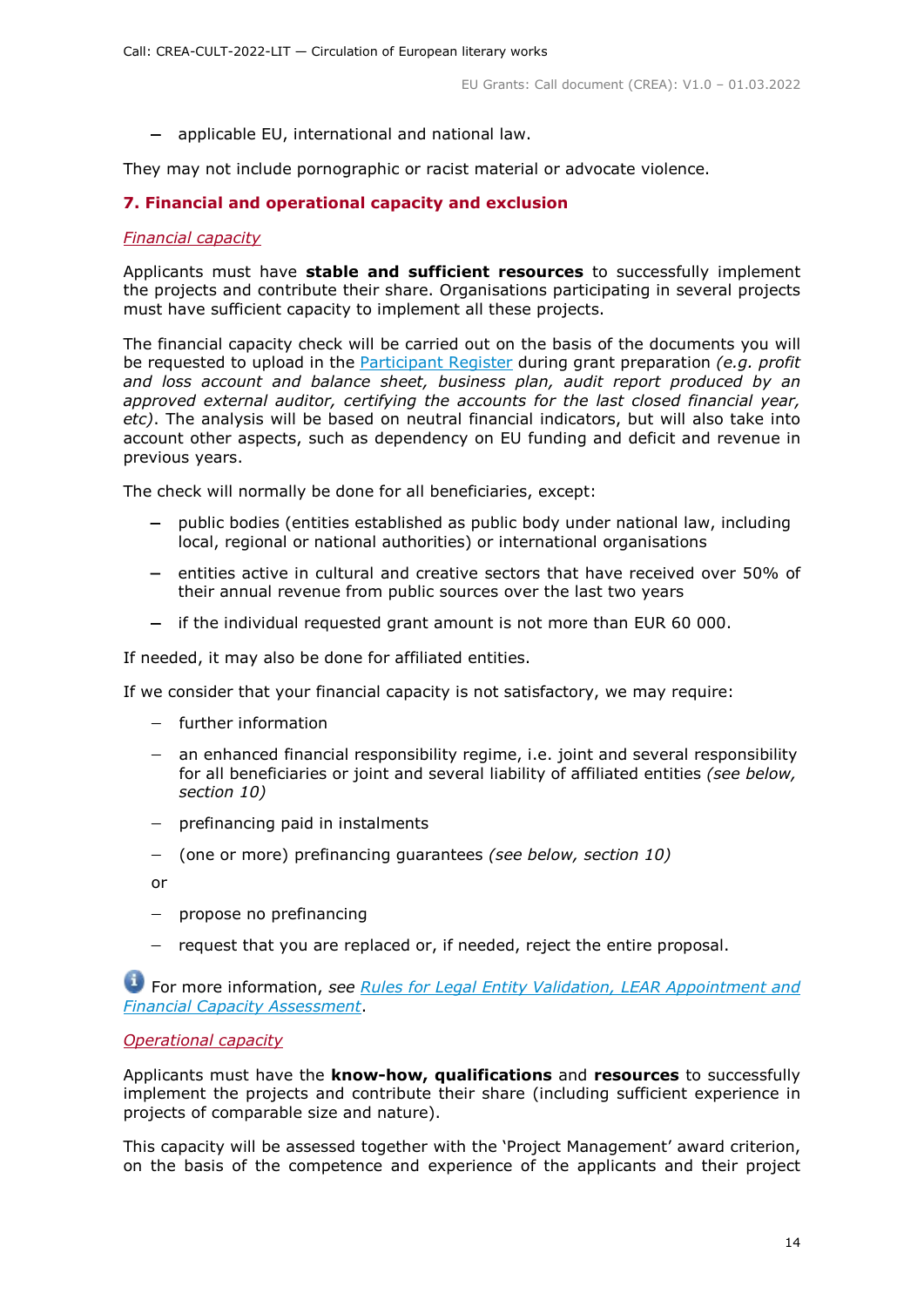- applicable EU, international and national law.

They may not include pornographic or racist material or advocate violence.

## 7. Financial and operational capacity and exclusion

*Financial capacity*

Applicants must have **stable and sufficient resources** to successfully implement the projects and contribute their share. Organisations participating in several projects must have sufficient capacity to implement all these projects.

The financial capacity check will be carried out on the basis of the documents you will be requested to upload in the Participant Register during grant preparation *(e.g. profit and loss account and balance sheet, business plan, audit report produced by an approved external auditor, certifying the accounts for the last closed financial year, etc)*. The analysis will be based on neutral financial indicators, but will also take into account other aspects, such as dependency on EU funding and deficit and revenue in previous years.

The check will normally be done for all beneficiaries, except:

- public bodies (entities established as public body under national law, including local, regional or national authorities) or international organisations
- entities active in cultural and creative sectors that have received over 50% of their annual revenue from public sources over the last two years
- if the individual requested grant amount is not more than EUR 60 000.

If needed, it may also be done for affiliated entities.

If we consider that your financial capacity is not satisfactory, we may require:

- further information
- an enhanced financial responsibility regime, i.e. joint and several responsibility for all beneficiaries or joint and several liability of affiliated entities *(see below, section 10)*
- prefinancing paid in instalments
- (one or more) prefinancing guarantees *(see below, section 10)*

or

- propose no prefinancing
- request that you are replaced or, if needed, reject the entire proposal.

For more information, *see Rules for Legal Entity Validation, LEAR Appointment and Financial Capacity Assessment*.

*Operational capacity*

Applicants must have the **know-how, qualifications** and **resources** to successfully implement the projects and contribute their share (including sufficient experience in projects of comparable size and nature).

This capacity will be assessed together with the 'Project Management' award criterion, on the basis of the competence and experience of the applicants and their project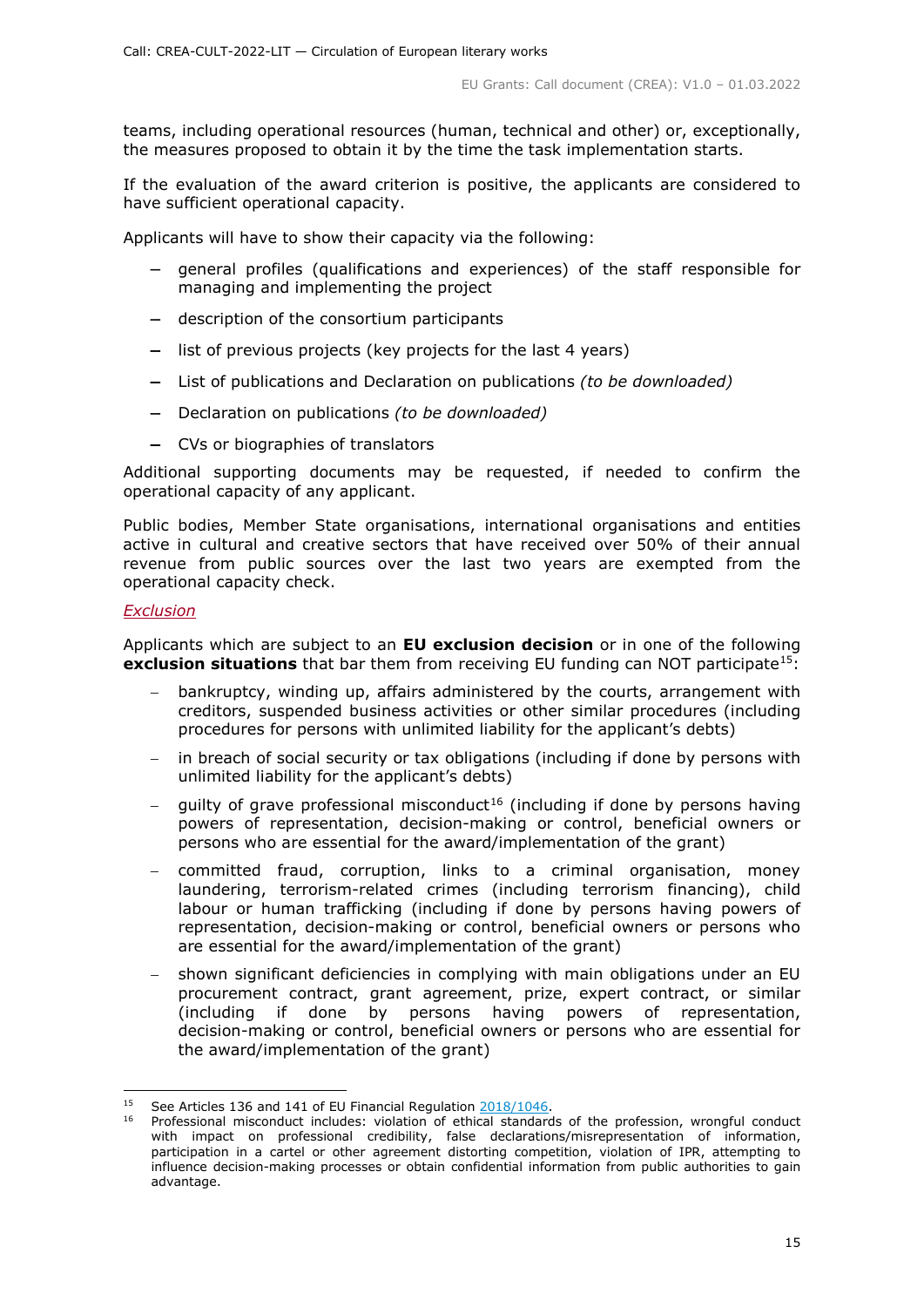teams, including operational resources (human, technical and other) or, exceptionally, the measures proposed to obtain it by the time the task implementation starts.

If the evaluation of the award criterion is positive, the applicants are considered to have sufficient operational capacity.

Applicants will have to show their capacity via the following:

- general profiles (qualifications and experiences) of the staff responsible for managing and implementing the project
- description of the consortium participants
- list of previous projects (key projects for the last 4 years)
- List of publications and Declaration on publications *(to be downloaded)*
- Declaration on publications *(to be downloaded)*
- CVs or biographies of translators

Additional supporting documents may be requested, if needed to confirm the operational capacity of any applicant.

Public bodies, Member State organisations, international organisations and entities active in cultural and creative sectors that have received over 50% of their annual revenue from public sources over the last two years are exempted from the operational capacity check.

*Exclusion*

Applicants which are subject to an **EU exclusion decision** or in one of the following **exclusion situations** that bar them from receiving EU funding can NOT participate[15]:

- bankruptcy, winding up, affairs administered by the courts, arrangement with creditors, suspended business activities or other similar procedures (including procedures for persons with unlimited liability for the applicant's debts)
- in breach of social security or tax obligations (including if done by persons with unlimited liability for the applicant's debts)
- guilty of grave professional misconduct[16] (including if done by persons having powers of representation, decision-making or control, beneficial owners or persons who are essential for the award/implementation of the grant)
- committed fraud, corruption, links to a criminal organisation, money laundering, terrorism-related crimes (including terrorism financing), child labour or human trafficking (including if done by persons having powers of representation, decision-making or control, beneficial owners or persons who are essential for the award/implementation of the grant)
- shown significant deficiencies in complying with main obligations under an EU procurement contract, grant agreement, prize, expert contract, or similar (including if done by persons having powers of representation, decision-making or control, beneficial owners or persons who are essential for the award/implementation of the grant)

---

[15] See Articles 136 and 141 of EU Financial Regulation 2018/1046.

[16] Professional misconduct includes: violation of ethical standards of the profession, wrongful conduct with impact on professional credibility, false declarations/misrepresentation of information, participation in a cartel or other agreement distorting competition, violation of IPR, attempting to influence decision-making processes or obtain confidential information from public authorities to gain advantage.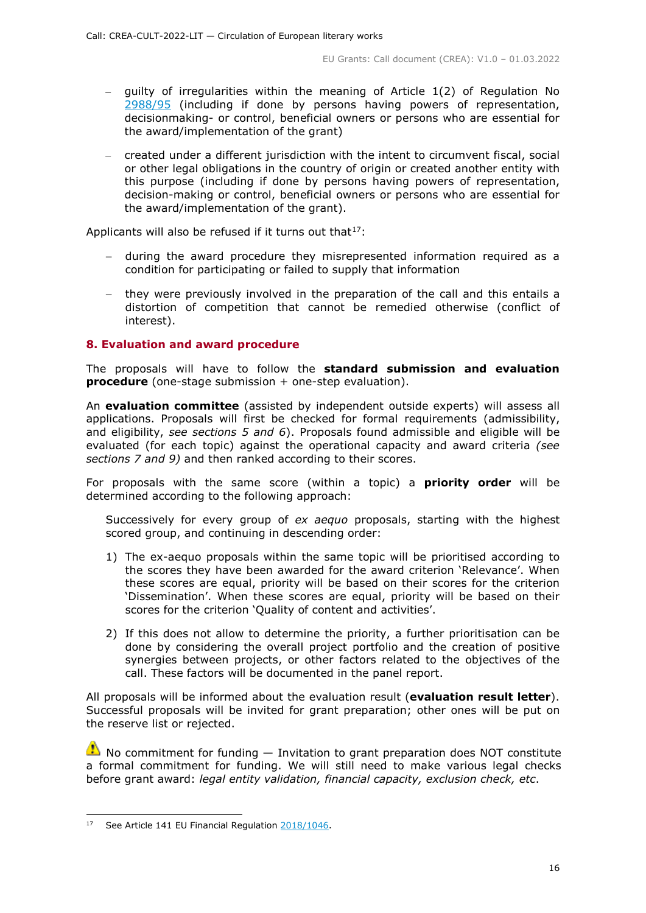- guilty of irregularities within the meaning of Article 1(2) of Regulation No 2988/95 (including if done by persons having powers of representation, decisionmaking- or control, beneficial owners or persons who are essential for the award/implementation of the grant)
- created under a different jurisdiction with the intent to circumvent fiscal, social or other legal obligations in the country of origin or created another entity with this purpose (including if done by persons having powers of representation, decision-making or control, beneficial owners or persons who are essential for the award/implementation of the grant).

Applicants will also be refused if it turns out that[17]:

- during the award procedure they misrepresented information required as a condition for participating or failed to supply that information
- they were previously involved in the preparation of the call and this entails a distortion of competition that cannot be remedied otherwise (conflict of interest).

## 8. Evaluation and award procedure

The proposals will have to follow the **standard submission and evaluation procedure** (one-stage submission + one-step evaluation).

An **evaluation committee** (assisted by independent outside experts) will assess all applications. Proposals will first be checked for formal requirements (admissibility, and eligibility, *see sections 5 and 6*). Proposals found admissible and eligible will be evaluated (for each topic) against the operational capacity and award criteria *(see sections 7 and 9)* and then ranked according to their scores.

For proposals with the same score (within a topic) a **priority order** will be determined according to the following approach:

Successively for every group of *ex aequo* proposals, starting with the highest scored group, and continuing in descending order:

1) The ex-aequo proposals within the same topic will be prioritised according to the scores they have been awarded for the award criterion 'Relevance'. When these scores are equal, priority will be based on their scores for the criterion 'Dissemination'. When these scores are equal, priority will be based on their scores for the criterion 'Quality of content and activities'.
2) If this does not allow to determine the priority, a further prioritisation can be done by considering the overall project portfolio and the creation of positive synergies between projects, or other factors related to the objectives of the call. These factors will be documented in the panel report.

All proposals will be informed about the evaluation result (**evaluation result letter**). Successful proposals will be invited for grant preparation; other ones will be put on the reserve list or rejected.

⚠ No commitment for funding — Invitation to grant preparation does NOT constitute a formal commitment for funding. We will still need to make various legal checks before grant award: *legal entity validation, financial capacity, exclusion check, etc*.

---

[17] See Article 141 EU Financial Regulation 2018/1046.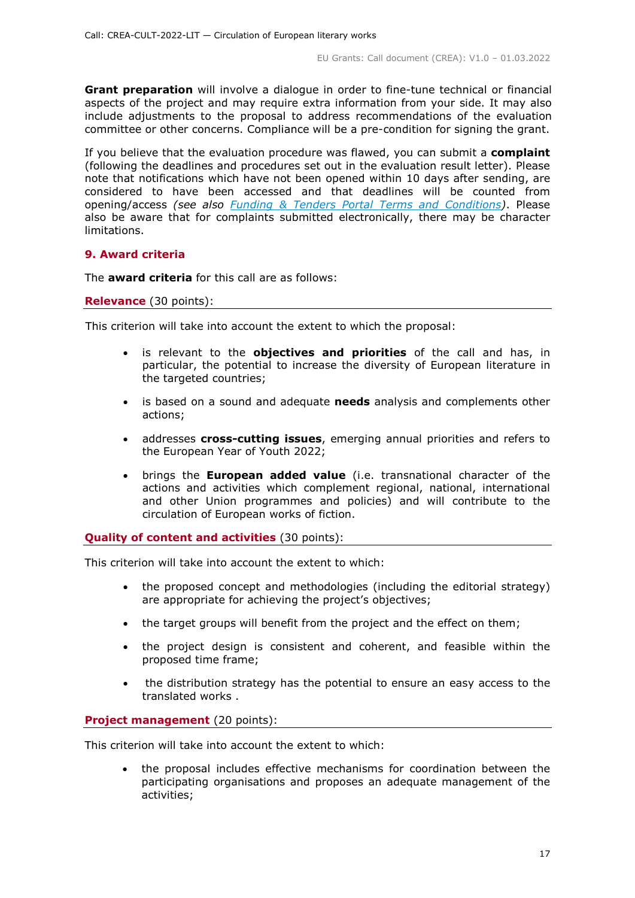**Grant preparation** will involve a dialogue in order to fine-tune technical or financial aspects of the project and may require extra information from your side. It may also include adjustments to the proposal to address recommendations of the evaluation committee or other concerns. Compliance will be a pre-condition for signing the grant.

If you believe that the evaluation procedure was flawed, you can submit a **complaint** (following the deadlines and procedures set out in the evaluation result letter). Please note that notifications which have not been opened within 10 days after sending, are considered to have been accessed and that deadlines will be counted from opening/access *(see also [Funding & Tenders Portal Terms and Conditions](Funding & Tenders Portal Terms and Conditions))*. Please also be aware that for complaints submitted electronically, there may be character limitations.

## 9. Award criteria

The **award criteria** for this call are as follows:

**Relevance** (30 points):

This criterion will take into account the extent to which the proposal:

- is relevant to the **objectives and priorities** of the call and has, in particular, the potential to increase the diversity of European literature in the targeted countries;
- is based on a sound and adequate **needs** analysis and complements other actions;
- addresses **cross-cutting issues**, emerging annual priorities and refers to the European Year of Youth 2022;
- brings the **European added value** (i.e. transnational character of the actions and activities which complement regional, national, international and other Union programmes and policies) and will contribute to the circulation of European works of fiction.

**Quality of content and activities** (30 points):

This criterion will take into account the extent to which:

- the proposed concept and methodologies (including the editorial strategy) are appropriate for achieving the project's objectives;
- the target groups will benefit from the project and the effect on them;
- the project design is consistent and coherent, and feasible within the proposed time frame;
- the distribution strategy has the potential to ensure an easy access to the translated works .

**Project management** (20 points):

This criterion will take into account the extent to which:

- the proposal includes effective mechanisms for coordination between the participating organisations and proposes an adequate management of the activities;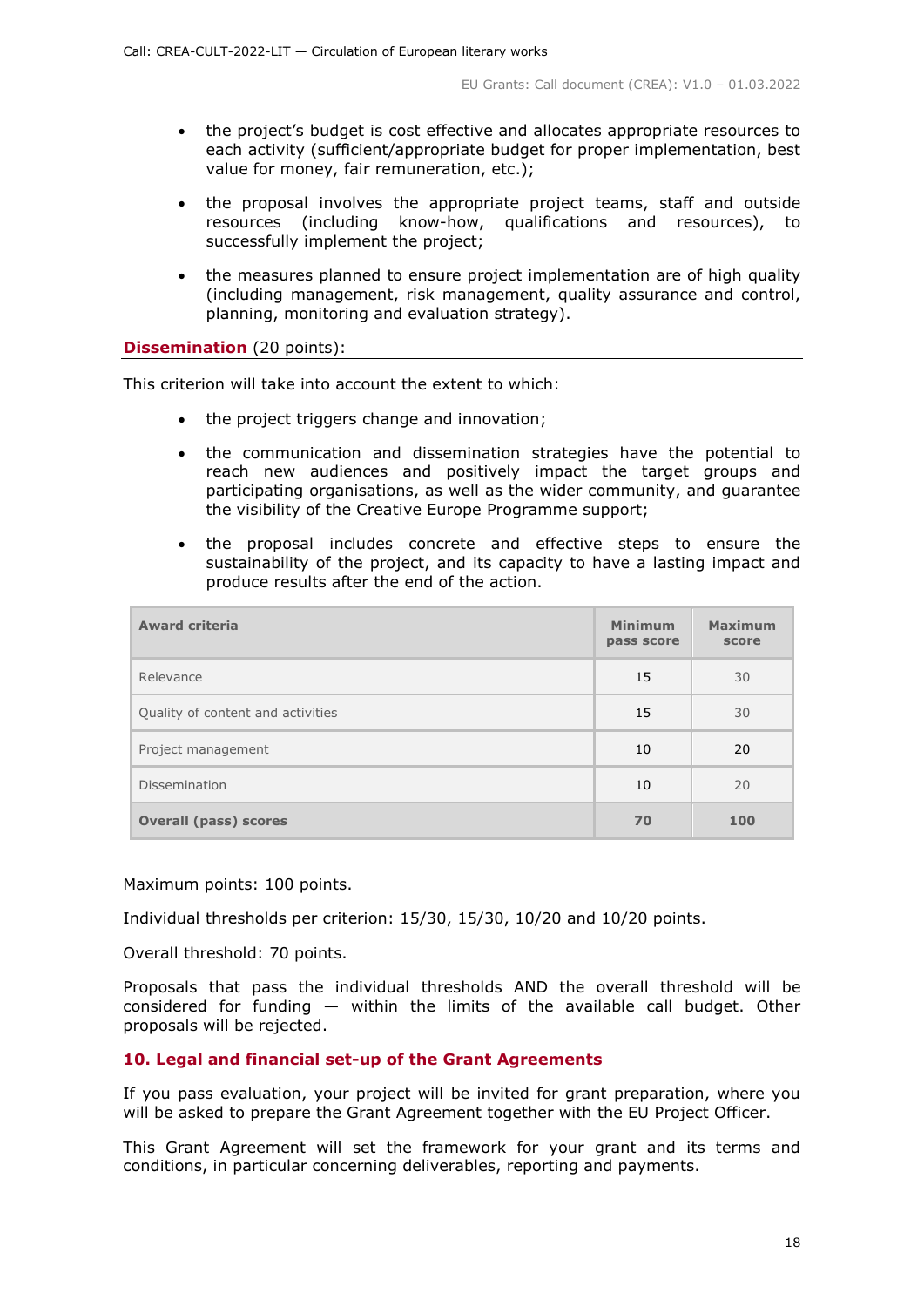- the project's budget is cost effective and allocates appropriate resources to each activity (sufficient/appropriate budget for proper implementation, best value for money, fair remuneration, etc.);
- the proposal involves the appropriate project teams, staff and outside resources (including know-how, qualifications and resources), to successfully implement the project;
- the measures planned to ensure project implementation are of high quality (including management, risk management, quality assurance and control, planning, monitoring and evaluation strategy).

**Dissemination** (20 points):

This criterion will take into account the extent to which:

- the project triggers change and innovation;
- the communication and dissemination strategies have the potential to reach new audiences and positively impact the target groups and participating organisations, as well as the wider community, and guarantee the visibility of the Creative Europe Programme support;
- the proposal includes concrete and effective steps to ensure the sustainability of the project, and its capacity to have a lasting impact and produce results after the end of the action.

| Award criteria | Minimum pass score | Maximum score |
|---|---|---|
| Relevance | 15 | 30 |
| Quality of content and activities | 15 | 30 |
| Project management | 10 | 20 |
| Dissemination | 10 | 20 |
| **Overall (pass) scores** | **70** | **100** |

Maximum points: 100 points.

Individual thresholds per criterion: 15/30, 15/30, 10/20 and 10/20 points.

Overall threshold: 70 points.

Proposals that pass the individual thresholds AND the overall threshold will be considered for funding — within the limits of the available call budget. Other proposals will be rejected.

## 10. Legal and financial set-up of the Grant Agreements

If you pass evaluation, your project will be invited for grant preparation, where you will be asked to prepare the Grant Agreement together with the EU Project Officer.

This Grant Agreement will set the framework for your grant and its terms and conditions, in particular concerning deliverables, reporting and payments.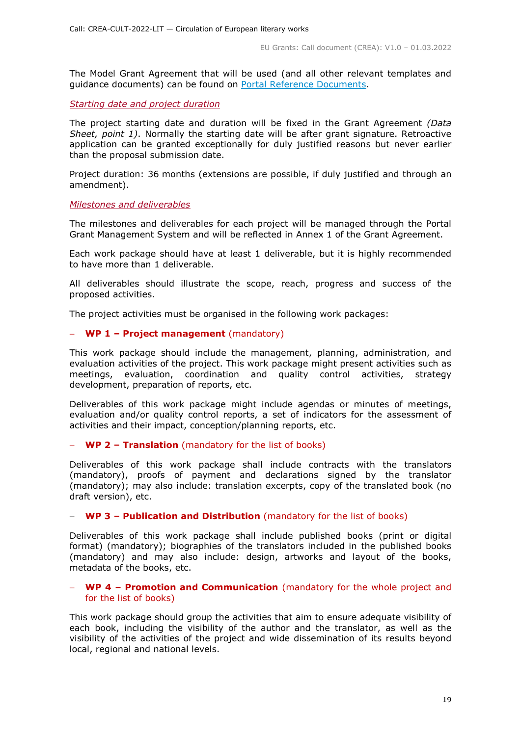The Model Grant Agreement that will be used (and all other relevant templates and guidance documents) can be found on [Portal Reference Documents](Portal Reference Documents).

*Starting date and project duration*

The project starting date and duration will be fixed in the Grant Agreement *(Data Sheet, point 1)*. Normally the starting date will be after grant signature. Retroactive application can be granted exceptionally for duly justified reasons but never earlier than the proposal submission date.

Project duration: 36 months (extensions are possible, if duly justified and through an amendment).

*Milestones and deliverables*

The milestones and deliverables for each project will be managed through the Portal Grant Management System and will be reflected in Annex 1 of the Grant Agreement.

Each work package should have at least 1 deliverable, but it is highly recommended to have more than 1 deliverable.

All deliverables should illustrate the scope, reach, progress and success of the proposed activities.

The project activities must be organised in the following work packages:

- **WP 1 – Project management** (mandatory)

This work package should include the management, planning, administration, and evaluation activities of the project. This work package might present activities such as meetings, evaluation, coordination and quality control activities, strategy development, preparation of reports, etc.

Deliverables of this work package might include agendas or minutes of meetings, evaluation and/or quality control reports, a set of indicators for the assessment of activities and their impact, conception/planning reports, etc.

- **WP 2 – Translation** (mandatory for the list of books)

Deliverables of this work package shall include contracts with the translators (mandatory), proofs of payment and declarations signed by the translator (mandatory); may also include: translation excerpts, copy of the translated book (no draft version), etc.

- **WP 3 – Publication and Distribution** (mandatory for the list of books)

Deliverables of this work package shall include published books (print or digital format) (mandatory); biographies of the translators included in the published books (mandatory) and may also include: design, artworks and layout of the books, metadata of the books, etc.

- **WP 4 – Promotion and Communication** (mandatory for the whole project and for the list of books)

This work package should group the activities that aim to ensure adequate visibility of each book, including the visibility of the author and the translator, as well as the visibility of the activities of the project and wide dissemination of its results beyond local, regional and national levels.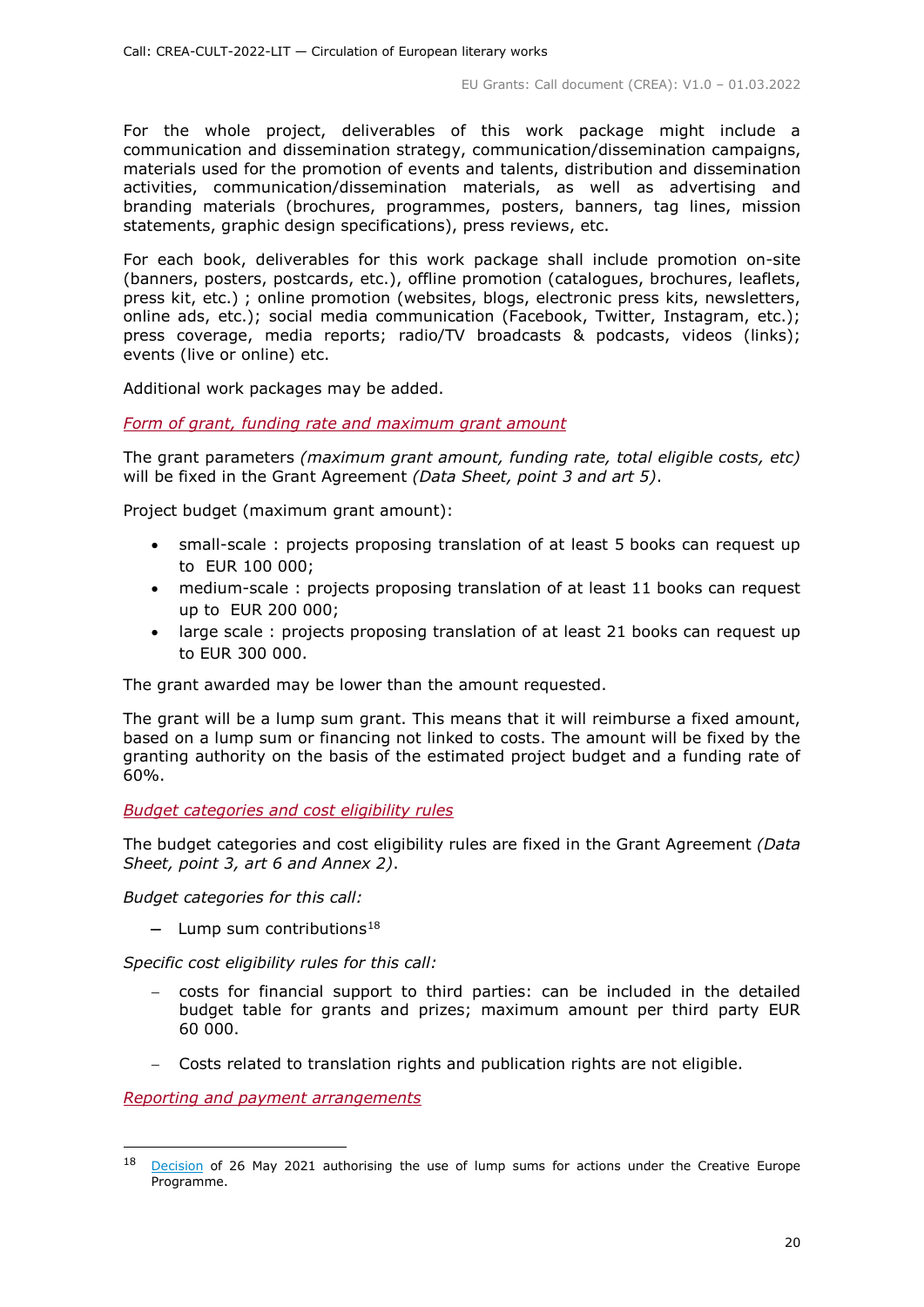For the whole project, deliverables of this work package might include a communication and dissemination strategy, communication/dissemination campaigns, materials used for the promotion of events and talents, distribution and dissemination activities, communication/dissemination materials, as well as advertising and branding materials (brochures, programmes, posters, banners, tag lines, mission statements, graphic design specifications), press reviews, etc.

For each book, deliverables for this work package shall include promotion on-site (banners, posters, postcards, etc.), offline promotion (catalogues, brochures, leaflets, press kit, etc.) ; online promotion (websites, blogs, electronic press kits, newsletters, online ads, etc.); social media communication (Facebook, Twitter, Instagram, etc.); press coverage, media reports; radio/TV broadcasts & podcasts, videos (links); events (live or online) etc.

Additional work packages may be added.

*Form of grant, funding rate and maximum grant amount*

The grant parameters *(maximum grant amount, funding rate, total eligible costs, etc)* will be fixed in the Grant Agreement *(Data Sheet, point 3 and art 5)*.

Project budget (maximum grant amount):

- small-scale : projects proposing translation of at least 5 books can request up to EUR 100 000;
- medium-scale : projects proposing translation of at least 11 books can request up to EUR 200 000;
- large scale : projects proposing translation of at least 21 books can request up to EUR 300 000.

The grant awarded may be lower than the amount requested.

The grant will be a lump sum grant. This means that it will reimburse a fixed amount, based on a lump sum or financing not linked to costs. The amount will be fixed by the granting authority on the basis of the estimated project budget and a funding rate of 60%.

*Budget categories and cost eligibility rules*

The budget categories and cost eligibility rules are fixed in the Grant Agreement *(Data Sheet, point 3, art 6 and Annex 2)*.

*Budget categories for this call:*

- Lump sum contributions[18]

*Specific cost eligibility rules for this call:*

- costs for financial support to third parties: can be included in the detailed budget table for grants and prizes; maximum amount per third party EUR 60 000.
- Costs related to translation rights and publication rights are not eligible.

*Reporting and payment arrangements*

[18] Decision of 26 May 2021 authorising the use of lump sums for actions under the Creative Europe Programme.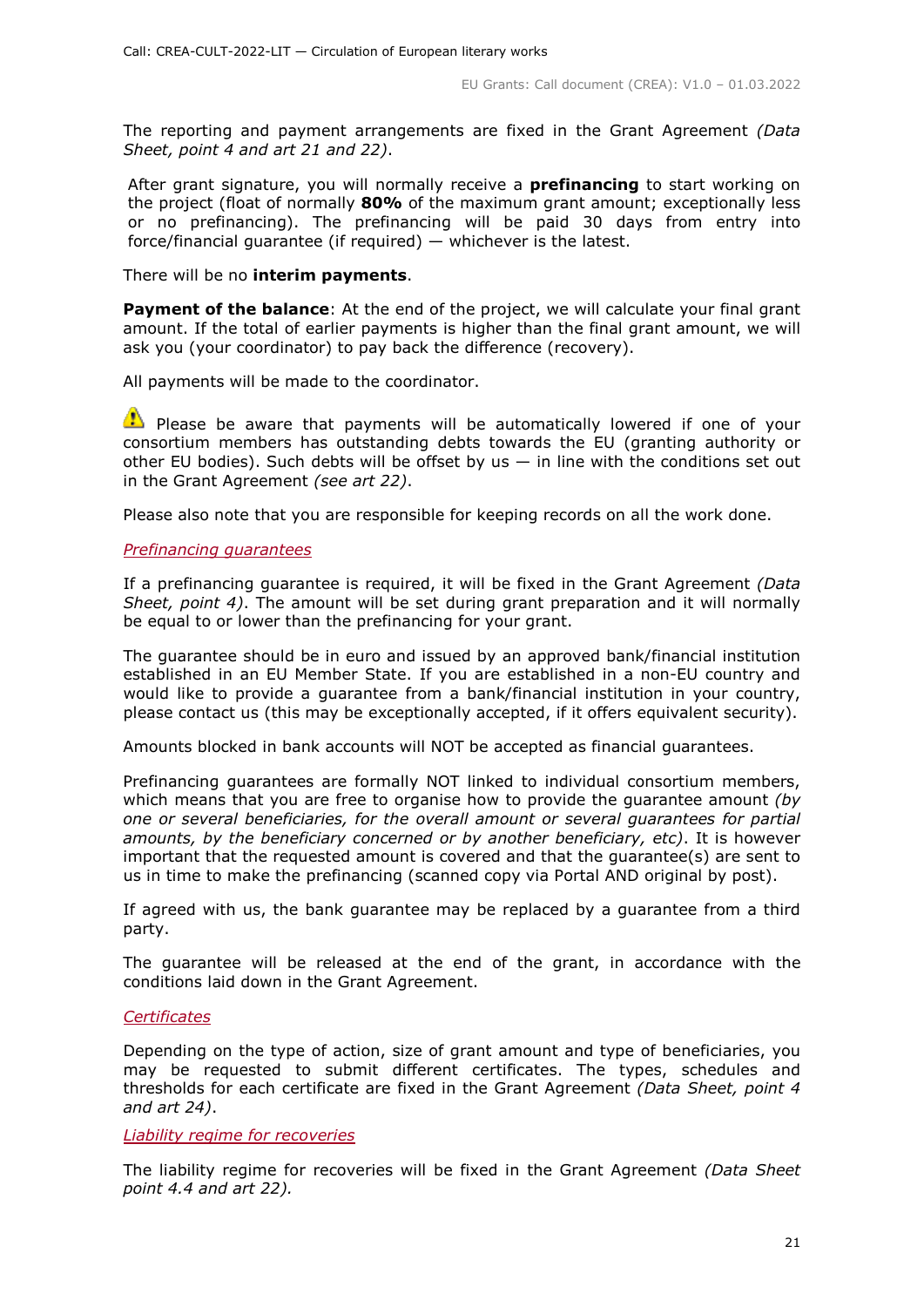The reporting and payment arrangements are fixed in the Grant Agreement *(Data Sheet, point 4 and art 21 and 22)*.

After grant signature, you will normally receive a **prefinancing** to start working on the project (float of normally **80%** of the maximum grant amount; exceptionally less or no prefinancing). The prefinancing will be paid 30 days from entry into force/financial guarantee (if required) — whichever is the latest.

There will be no **interim payments**.

**Payment of the balance**: At the end of the project, we will calculate your final grant amount. If the total of earlier payments is higher than the final grant amount, we will ask you (your coordinator) to pay back the difference (recovery).

All payments will be made to the coordinator.

⚠ Please be aware that payments will be automatically lowered if one of your consortium members has outstanding debts towards the EU (granting authority or other EU bodies). Such debts will be offset by us — in line with the conditions set out in the Grant Agreement *(see art 22)*.

Please also note that you are responsible for keeping records on all the work done.

*Prefinancing guarantees*

If a prefinancing guarantee is required, it will be fixed in the Grant Agreement *(Data Sheet, point 4)*. The amount will be set during grant preparation and it will normally be equal to or lower than the prefinancing for your grant.

The guarantee should be in euro and issued by an approved bank/financial institution established in an EU Member State. If you are established in a non-EU country and would like to provide a guarantee from a bank/financial institution in your country, please contact us (this may be exceptionally accepted, if it offers equivalent security).

Amounts blocked in bank accounts will NOT be accepted as financial guarantees.

Prefinancing guarantees are formally NOT linked to individual consortium members, which means that you are free to organise how to provide the guarantee amount *(by one or several beneficiaries, for the overall amount or several guarantees for partial amounts, by the beneficiary concerned or by another beneficiary, etc)*. It is however important that the requested amount is covered and that the guarantee(s) are sent to us in time to make the prefinancing (scanned copy via Portal AND original by post).

If agreed with us, the bank guarantee may be replaced by a guarantee from a third party.

The guarantee will be released at the end of the grant, in accordance with the conditions laid down in the Grant Agreement.

*Certificates*

Depending on the type of action, size of grant amount and type of beneficiaries, you may be requested to submit different certificates. The types, schedules and thresholds for each certificate are fixed in the Grant Agreement *(Data Sheet, point 4 and art 24)*.

*Liability regime for recoveries*

The liability regime for recoveries will be fixed in the Grant Agreement *(Data Sheet point 4.4 and art 22).*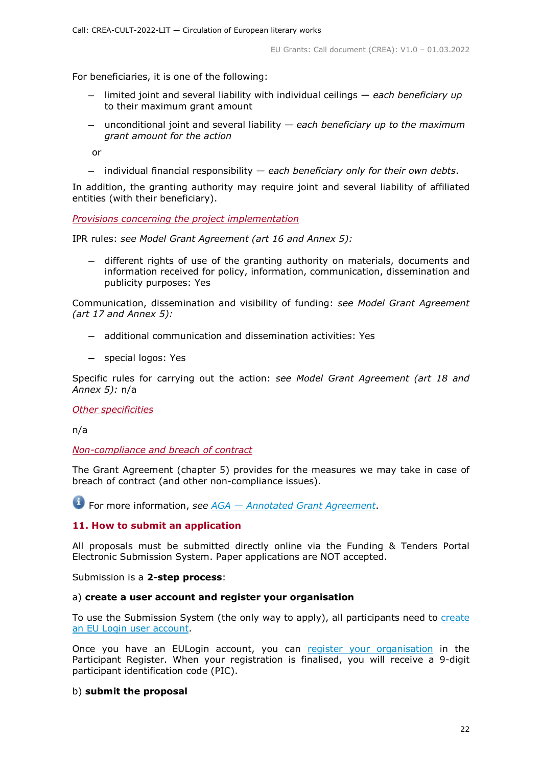For beneficiaries, it is one of the following:

- limited joint and several liability with individual ceilings — *each beneficiary up to their maximum grant amount*
- unconditional joint and several liability — *each beneficiary up to the maximum grant amount for the action*

or

- individual financial responsibility — *each beneficiary only for their own debts*.

In addition, the granting authority may require joint and several liability of affiliated entities (with their beneficiary).

*Provisions concerning the project implementation*

IPR rules: *see Model Grant Agreement (art 16 and Annex 5):*

- different rights of use of the granting authority on materials, documents and information received for policy, information, communication, dissemination and publicity purposes: Yes

Communication, dissemination and visibility of funding: *see Model Grant Agreement (art 17 and Annex 5):*

- additional communication and dissemination activities: Yes
- special logos: Yes

Specific rules for carrying out the action: *see Model Grant Agreement (art 18 and Annex 5):* n/a

*Other specificities*

n/a

*Non-compliance and breach of contract*

The Grant Agreement (chapter 5) provides for the measures we may take in case of breach of contract (and other non-compliance issues).

For more information, *see AGA — Annotated Grant Agreement*.

## 11. How to submit an application

All proposals must be submitted directly online via the Funding & Tenders Portal Electronic Submission System. Paper applications are NOT accepted.

Submission is a **2-step process**:

a) **create a user account and register your organisation**

To use the Submission System (the only way to apply), all participants need to create an EU Login user account.

Once you have an EULogin account, you can register your organisation in the Participant Register. When your registration is finalised, you will receive a 9-digit participant identification code (PIC).

b) **submit the proposal**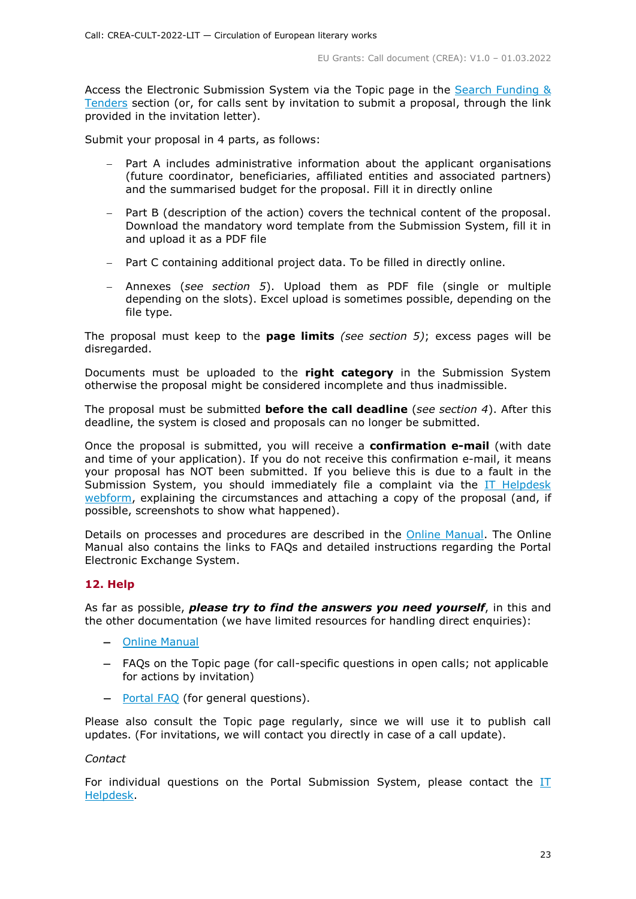Access the Electronic Submission System via the Topic page in the [Search Funding & Tenders](#) section (or, for calls sent by invitation to submit a proposal, through the link provided in the invitation letter).

Submit your proposal in 4 parts, as follows:

- Part A includes administrative information about the applicant organisations (future coordinator, beneficiaries, affiliated entities and associated partners) and the summarised budget for the proposal. Fill it in directly online
- Part B (description of the action) covers the technical content of the proposal. Download the mandatory word template from the Submission System, fill it in and upload it as a PDF file
- Part C containing additional project data. To be filled in directly online.
- Annexes (*see section 5*). Upload them as PDF file (single or multiple depending on the slots). Excel upload is sometimes possible, depending on the file type.

The proposal must keep to the **page limits** *(see section 5)*; excess pages will be disregarded.

Documents must be uploaded to the **right category** in the Submission System otherwise the proposal might be considered incomplete and thus inadmissible.

The proposal must be submitted **before the call deadline** (*see section 4*). After this deadline, the system is closed and proposals can no longer be submitted.

Once the proposal is submitted, you will receive a **confirmation e-mail** (with date and time of your application). If you do not receive this confirmation e-mail, it means your proposal has NOT been submitted. If you believe this is due to a fault in the Submission System, you should immediately file a complaint via the [IT Helpdesk webform](#), explaining the circumstances and attaching a copy of the proposal (and, if possible, screenshots to show what happened).

Details on processes and procedures are described in the [Online Manual](#). The Online Manual also contains the links to FAQs and detailed instructions regarding the Portal Electronic Exchange System.

## 12. Help

As far as possible, ***please try to find the answers you need yourself***, in this and the other documentation (we have limited resources for handling direct enquiries):

- [Online Manual](#)
- FAQs on the Topic page (for call-specific questions in open calls; not applicable for actions by invitation)
- [Portal FAQ](#) (for general questions).

Please also consult the Topic page regularly, since we will use it to publish call updates. (For invitations, we will contact you directly in case of a call update).

*Contact*

For individual questions on the Portal Submission System, please contact the [IT Helpdesk](#).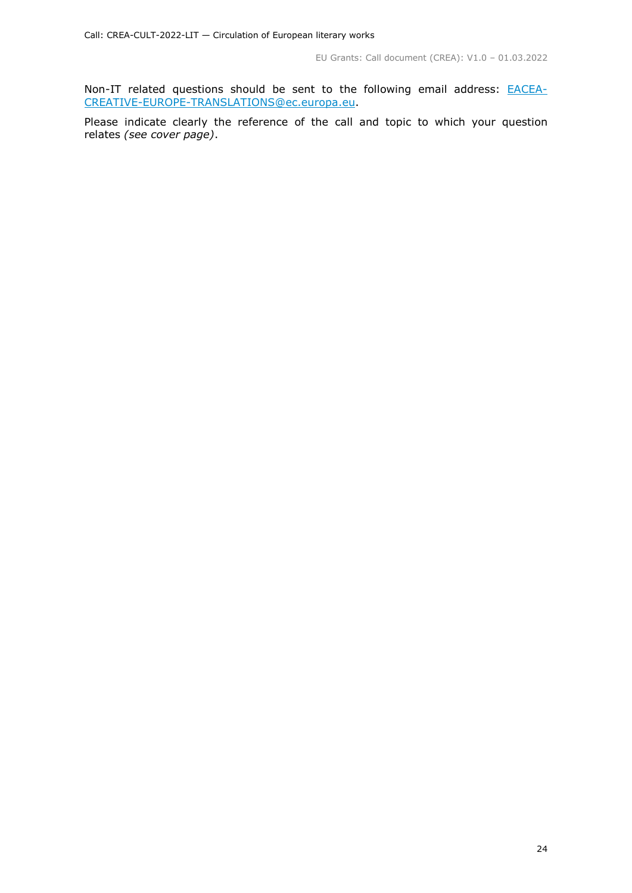Non-IT related questions should be sent to the following email address: [EACEA-CREATIVE-EUROPE-TRANSLATIONS@ec.europa.eu](mailto:EACEA-CREATIVE-EUROPE-TRANSLATIONS@ec.europa.eu).

Please indicate clearly the reference of the call and topic to which your question relates *(see cover page)*.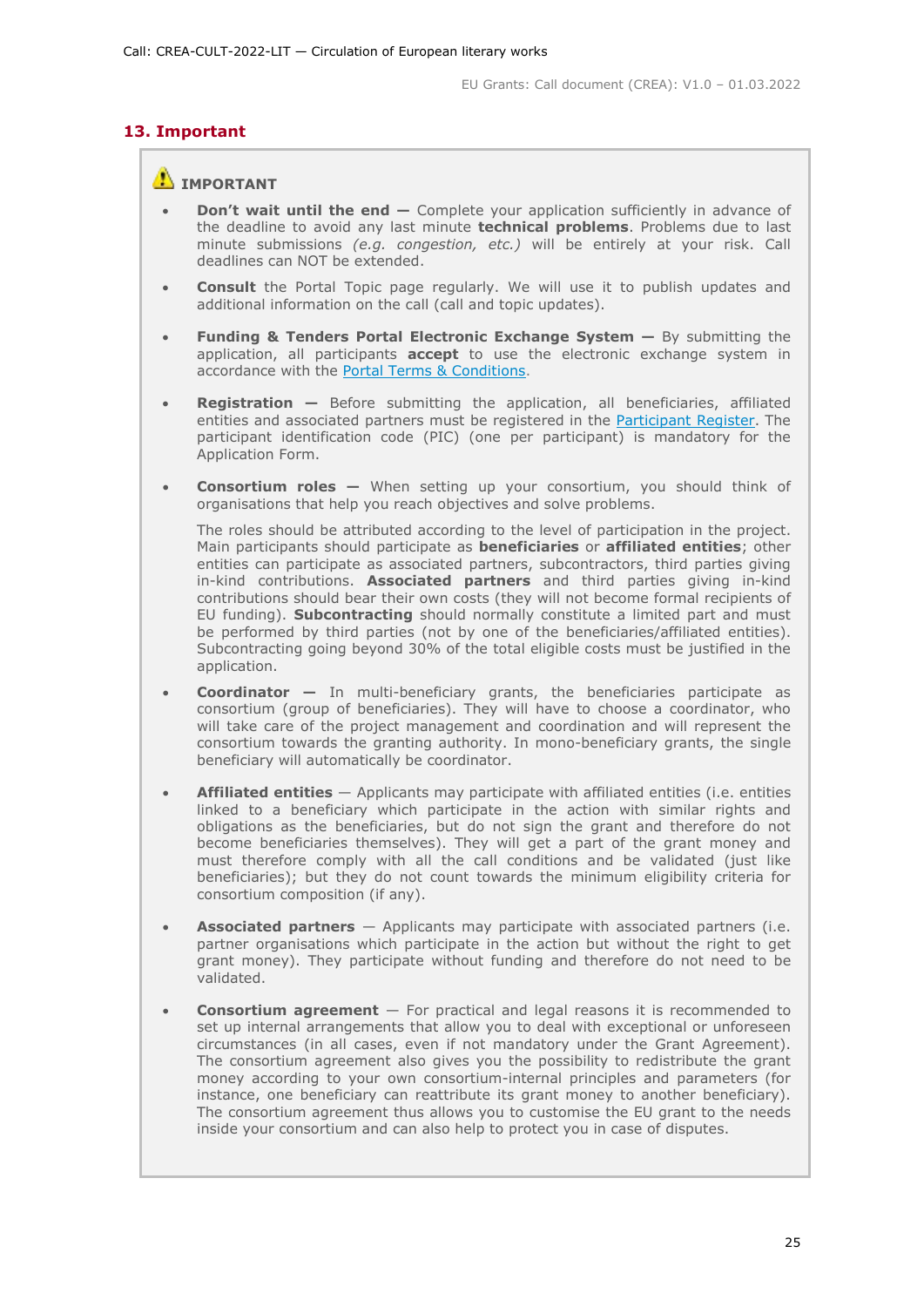## 13. Important

⚠ **IMPORTANT**

- **Don't wait until the end —** Complete your application sufficiently in advance of the deadline to avoid any last minute **technical problems**. Problems due to last minute submissions *(e.g. congestion, etc.)* will be entirely at your risk. Call deadlines can NOT be extended.

- **Consult** the Portal Topic page regularly. We will use it to publish updates and additional information on the call (call and topic updates).

- **Funding & Tenders Portal Electronic Exchange System —** By submitting the application, all participants **accept** to use the electronic exchange system in accordance with the [Portal Terms & Conditions](Portal Terms & Conditions).

- **Registration —** Before submitting the application, all beneficiaries, affiliated entities and associated partners must be registered in the [Participant Register](Participant Register). The participant identification code (PIC) (one per participant) is mandatory for the Application Form.

- **Consortium roles —** When setting up your consortium, you should think of organisations that help you reach objectives and solve problems.

  The roles should be attributed according to the level of participation in the project. Main participants should participate as **beneficiaries** or **affiliated entities**; other entities can participate as associated partners, subcontractors, third parties giving in-kind contributions. **Associated partners** and third parties giving in-kind contributions should bear their own costs (they will not become formal recipients of EU funding). **Subcontracting** should normally constitute a limited part and must be performed by third parties (not by one of the beneficiaries/affiliated entities). Subcontracting going beyond 30% of the total eligible costs must be justified in the application.

- **Coordinator —** In multi-beneficiary grants, the beneficiaries participate as consortium (group of beneficiaries). They will have to choose a coordinator, who will take care of the project management and coordination and will represent the consortium towards the granting authority. In mono-beneficiary grants, the single beneficiary will automatically be coordinator.

- **Affiliated entities** — Applicants may participate with affiliated entities (i.e. entities linked to a beneficiary which participate in the action with similar rights and obligations as the beneficiaries, but do not sign the grant and therefore do not become beneficiaries themselves). They will get a part of the grant money and must therefore comply with all the call conditions and be validated (just like beneficiaries); but they do not count towards the minimum eligibility criteria for consortium composition (if any).

- **Associated partners** — Applicants may participate with associated partners (i.e. partner organisations which participate in the action but without the right to get grant money). They participate without funding and therefore do not need to be validated.

- **Consortium agreement** — For practical and legal reasons it is recommended to set up internal arrangements that allow you to deal with exceptional or unforeseen circumstances (in all cases, even if not mandatory under the Grant Agreement). The consortium agreement also gives you the possibility to redistribute the grant money according to your own consortium-internal principles and parameters (for instance, one beneficiary can reattribute its grant money to another beneficiary). The consortium agreement thus allows you to customise the EU grant to the needs inside your consortium and can also help to protect you in case of disputes.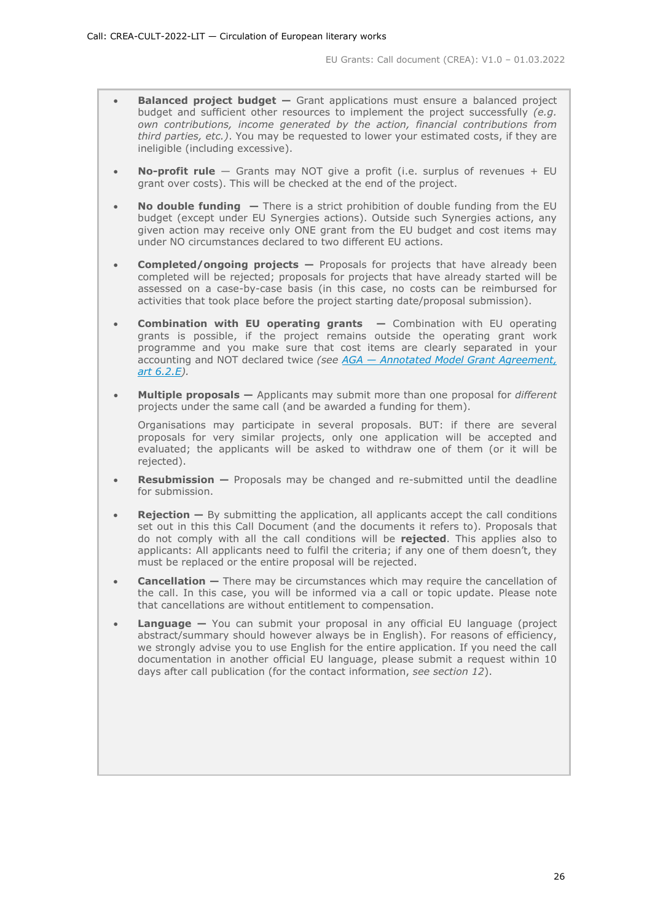- **Balanced project budget —** Grant applications must ensure a balanced project budget and sufficient other resources to implement the project successfully *(e.g. own contributions, income generated by the action, financial contributions from third parties, etc.)*. You may be requested to lower your estimated costs, if they are ineligible (including excessive).

- **No-profit rule** — Grants may NOT give a profit (i.e. surplus of revenues + EU grant over costs). This will be checked at the end of the project.

- **No double funding —** There is a strict prohibition of double funding from the EU budget (except under EU Synergies actions). Outside such Synergies actions, any given action may receive only ONE grant from the EU budget and cost items may under NO circumstances declared to two different EU actions.

- **Completed/ongoing projects —** Proposals for projects that have already been completed will be rejected; proposals for projects that have already started will be assessed on a case-by-case basis (in this case, no costs can be reimbursed for activities that took place before the project starting date/proposal submission).

- **Combination with EU operating grants —** Combination with EU operating grants is possible, if the project remains outside the operating grant work programme and you make sure that cost items are clearly separated in your accounting and NOT declared twice *(see AGA — Annotated Model Grant Agreement, art 6.2.E)*.

- **Multiple proposals —** Applicants may submit more than one proposal for *different* projects under the same call (and be awarded a funding for them).

  Organisations may participate in several proposals. BUT: if there are several proposals for very similar projects, only one application will be accepted and evaluated; the applicants will be asked to withdraw one of them (or it will be rejected).

- **Resubmission —** Proposals may be changed and re-submitted until the deadline for submission.

- **Rejection —** By submitting the application, all applicants accept the call conditions set out in this this Call Document (and the documents it refers to). Proposals that do not comply with all the call conditions will be **rejected**. This applies also to applicants: All applicants need to fulfil the criteria; if any one of them doesn't, they must be replaced or the entire proposal will be rejected.

- **Cancellation —** There may be circumstances which may require the cancellation of the call. In this case, you will be informed via a call or topic update. Please note that cancellations are without entitlement to compensation.

- **Language —** You can submit your proposal in any official EU language (project abstract/summary should however always be in English). For reasons of efficiency, we strongly advise you to use English for the entire application. If you need the call documentation in another official EU language, please submit a request within 10 days after call publication (for the contact information, *see section 12*).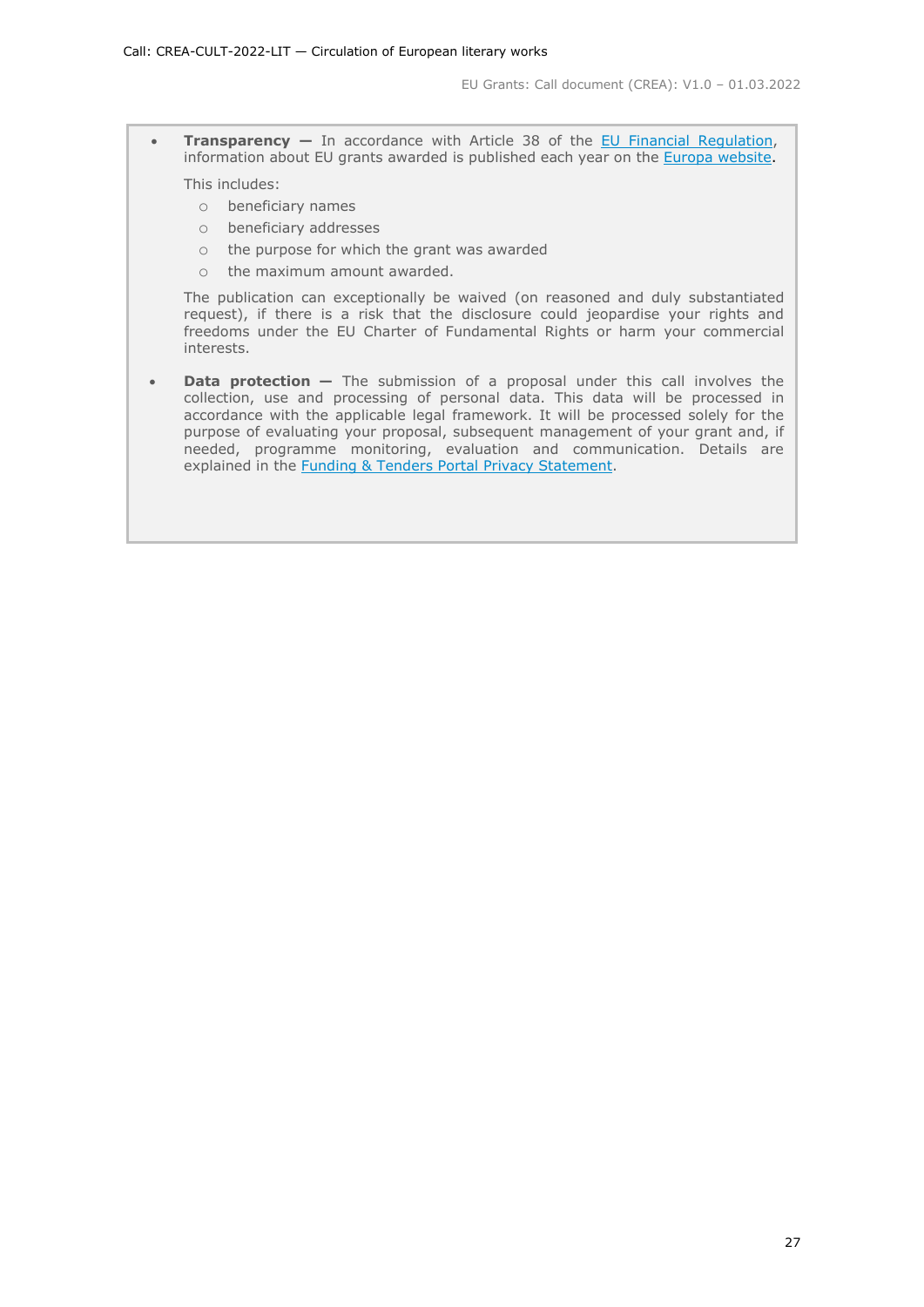- **Transparency —** In accordance with Article 38 of the EU Financial Regulation, information about EU grants awarded is published each year on the Europa website.

  This includes:

  - beneficiary names
  - beneficiary addresses
  - the purpose for which the grant was awarded
  - the maximum amount awarded.

  The publication can exceptionally be waived (on reasoned and duly substantiated request), if there is a risk that the disclosure could jeopardise your rights and freedoms under the EU Charter of Fundamental Rights or harm your commercial interests.

- **Data protection —** The submission of a proposal under this call involves the collection, use and processing of personal data. This data will be processed in accordance with the applicable legal framework. It will be processed solely for the purpose of evaluating your proposal, subsequent management of your grant and, if needed, programme monitoring, evaluation and communication. Details are explained in the Funding & Tenders Portal Privacy Statement.